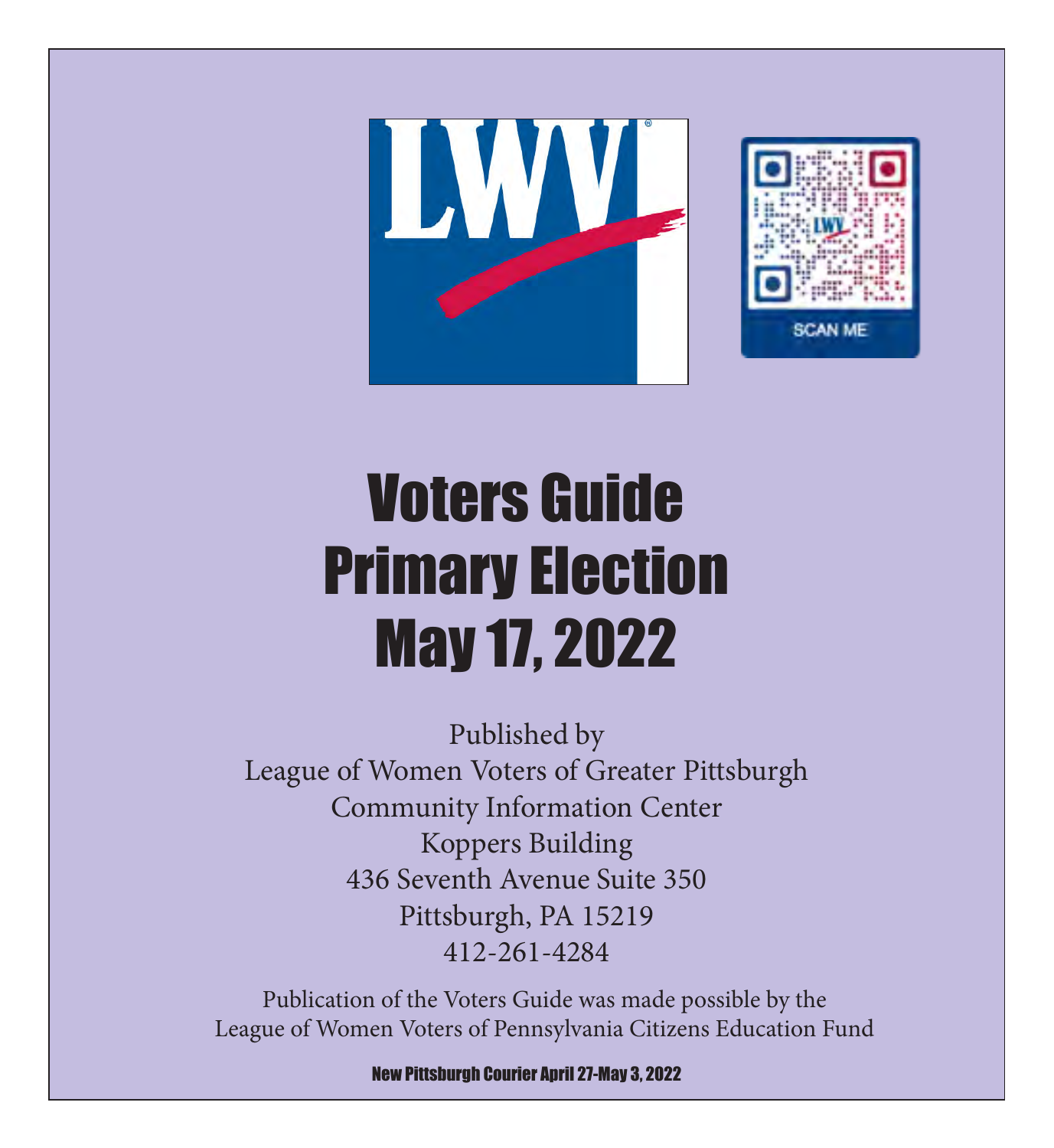# Voters Guide
# Primary Election
# May 17, 2022

Published by
League of Women Voters of Greater Pittsburgh
Community Information Center
Koppers Building
436 Seventh Avenue Suite 350
Pittsburgh, PA 15219
412-261-4284

Publication of the Voters Guide was made possible by the
League of Women Voters of Pennsylvania Citizens Education Fund

**New Pittsburgh Courier April 27-May 3, 2022**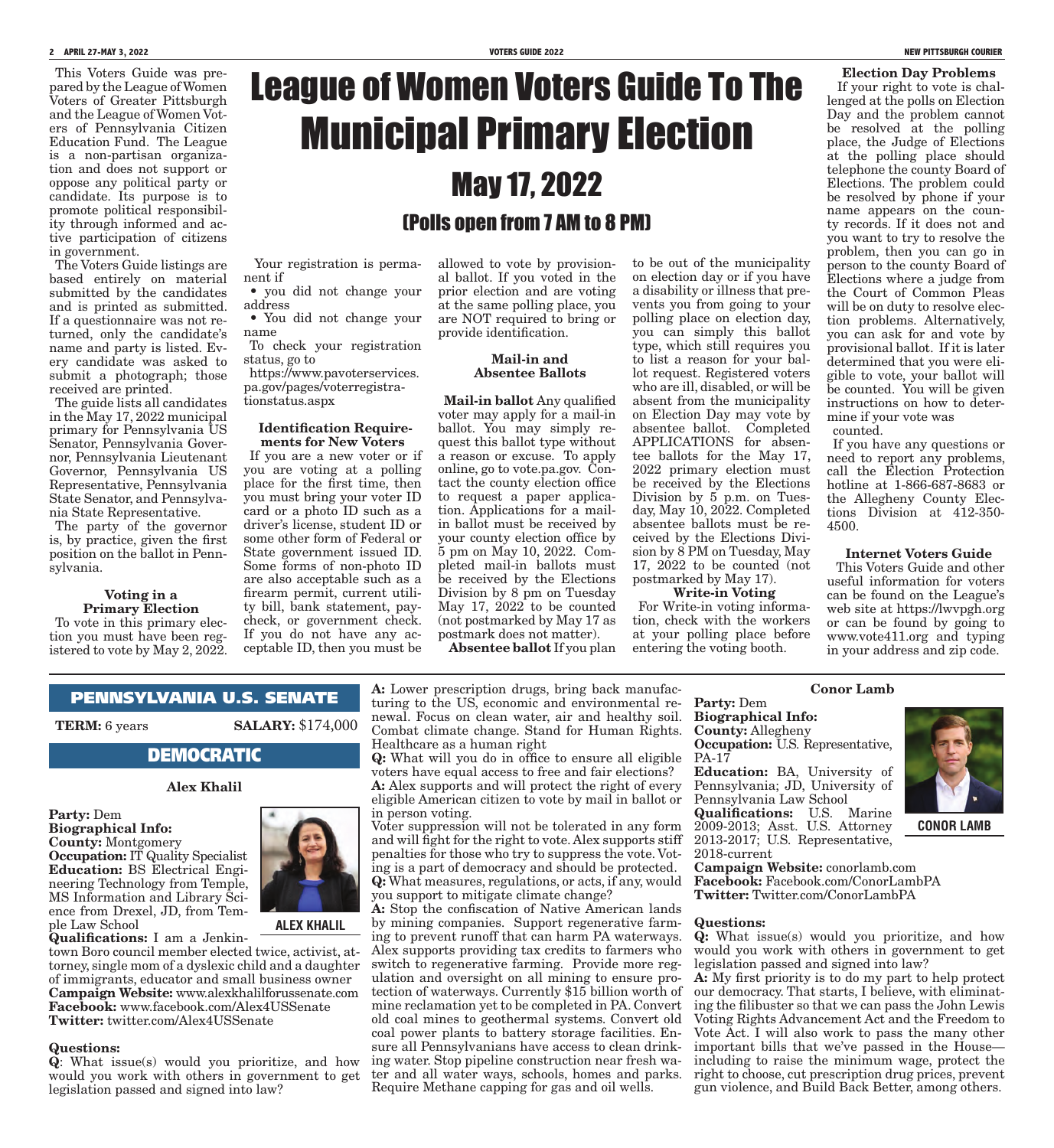# League of Women Voters Guide To The Municipal Primary Election

## May 17, 2022

### (Polls open from 7 AM to 8 PM)

This Voters Guide was prepared by the League of Women Voters of Greater Pittsburgh and the League of Women Voters of Pennsylvania Citizen Education Fund. The League is a non-partisan organization and does not support or oppose any political party or candidate. Its purpose is to promote political responsibility through informed and active participation of citizens in government.

The Voters Guide listings are based entirely on material submitted by the candidates and is printed as submitted. If a questionnaire was not returned, only the candidate's name and party is listed. Every candidate was asked to submit a photograph; those received are printed.

The guide lists all candidates in the May 17, 2022 municipal primary for Pennsylvania US Senator, Pennsylvania Governor, Pennsylvania Lieutenant Governor, Pennsylvania US Representative, Pennsylvania State Senator, and Pennsylvania State Representative.

The party of the governor is, by practice, given the first position on the ballot in Pennsylvania.

**Voting in a Primary Election**

To vote in this primary election you must have been registered to vote by May 2, 2022. Your registration is permanent if

- you did not change your address
- You did not change your name

To check your registration status, go to https://www.pavoterservices.pa.gov/pages/voterregistrationstatus.aspx

**Identification Requirements for New Voters**

If you are a new voter or if you are voting at a polling place for the first time, then you must bring your voter ID card or a photo ID such as a driver's license, student ID or some other form of Federal or State government issued ID. Some forms of non-photo ID are also acceptable such as a firearm permit, current utility bill, bank statement, paycheck, or government check. If you do not have any acceptable ID, then you must be allowed to vote by provisional ballot. If you voted in the prior election and are voting at the same polling place, you are NOT required to bring or provide identification.

**Mail-in and Absentee Ballots**

**Mail-in ballot** Any qualified voter may apply for a mail-in ballot. You may simply request this ballot type without a reason or excuse. To apply online, go to vote.pa.gov. Contact the county election office to request a paper application. Applications for a mail-in ballot must be received by your county election office by 5 pm on May 10, 2022. Completed mail-in ballots must be received by the Elections Division by 8 pm on Tuesday May 17, 2022 to be counted (not postmarked by May 17 as postmark does not matter).

**Absentee ballot** If you plan to be out of the municipality on election day or if you have a disability or illness that prevents you from going to your polling place on election day, you can simply this ballot type, which still requires you to list a reason for your ballot request. Registered voters who are ill, disabled, or will be absent from the municipality on Election Day may vote by absentee ballot. Completed APPLICATIONS for absentee ballots for the May 17, 2022 primary election must be received by the Elections Division by 5 p.m. on Tuesday, May 10, 2022. Completed absentee ballots must be received by the Elections Division by 8 PM on Tuesday, May 17, 2022 to be counted (not postmarked by May 17).

**Write-in Voting**

For Write-in voting information, check with the workers at your polling place before entering the voting booth.

**Election Day Problems**

If your right to vote is challenged at the polls on Election Day and the problem cannot be resolved at the polling place, the Judge of Elections at the polling place should telephone the county Board of Elections. The problem could be resolved by phone if your name appears on the county records. If it does not and you want to try to resolve the problem, then you can go in person to the county Board of Elections where a judge from the Court of Common Pleas will be on duty to resolve election problems. Alternatively, you can ask for and vote by provisional ballot. If it is later determined that you were eligible to vote, your ballot will be counted. You will be given instructions on how to determine if your vote was counted.

If you have any questions or need to report any problems, call the Election Protection hotline at 1-866-687-8683 or the Allegheny County Elections Division at 412-350-4500.

**Internet Voters Guide**

This Voters Guide and other useful information for voters can be found on the League's web site at https://lwvpgh.org or can be found by going to www.vote411.org and typing in your address and zip code.

## PENNSYLVANIA U.S. SENATE

**TERM:** 6 years **SALARY:** $174,000

## DEMOCRATIC

### Alex Khalil

**Party:** Dem
**Biographical Info:**
**County:** Montgomery
**Occupation:** IT Quality Specialist
**Education:** BS Electrical Engineering Technology from Temple, MS Information and Library Science from Drexel, JD, from Temple Law School
**Qualifications:** I am a Jenkintown Boro council member elected twice, activist, attorney, single mom of a dyslexic child and a daughter of immigrants, educator and small business owner
**Campaign Website:** www.alexkhalilforussenate.com
**Facebook:** www.facebook.com/Alex4USSenate
**Twitter:** twitter.com/Alex4USSenate

ALEX KHALIL

**Questions:**

**Q**: What issue(s) would you prioritize, and how would you work with others in government to get legislation passed and signed into law?

**A:** Lower prescription drugs, bring back manufacturing to the US, economic and environmental renewal. Focus on clean water, air and healthy soil. Combat climate change. Stand for Human Rights. Healthcare as a human right

**Q:** What will you do in office to ensure all eligible voters have equal access to free and fair elections?

**A:** Alex supports and will protect the right of every eligible American citizen to vote by mail in ballot or in person voting.

Voter suppression will not be tolerated in any form and will fight for the right to vote. Alex supports stiff penalties for those who try to suppress the vote. Voting is a part of democracy and should be protected.

**Q:** What measures, regulations, or acts, if any, would you support to mitigate climate change?

**A:** Stop the confiscation of Native American lands by mining companies. Support regenerative farming to prevent runoff that can harm PA waterways. Alex supports providing tax credits to farmers who switch to regenerative farming. Provide more regulation and oversight on all mining to ensure protection of waterways. Currently $15 billion worth of mine reclamation yet to be completed in PA. Convert old coal mines to geothermal systems. Convert old coal power plants to battery storage facilities. Ensure all Pennsylvanians have access to clean drinking water. Stop pipeline construction near fresh water and all water ways, schools, homes and parks. Require Methane capping for gas and oil wells.

### Conor Lamb

**Party:** Dem
**Biographical Info:**
**County:** Allegheny
**Occupation:** U.S. Representative, PA-17
**Education:** BA, University of Pennsylvania; JD, University of Pennsylvania Law School
**Qualifications:** U.S. Marine 2009-2013; Asst. U.S. Attorney 2013-2017; U.S. Representative, 2018-current
**Campaign Website:** conorlamb.com
**Facebook:** Facebook.com/ConorLambPA
**Twitter:** Twitter.com/ConorLambPA

CONOR LAMB

**Questions:**

**Q:** What issue(s) would you prioritize, and how would you work with others in government to get legislation passed and signed into law?

**A:** My first priority is to do my part to help protect our democracy. That starts, I believe, with eliminating the filibuster so that we can pass the John Lewis Voting Rights Advancement Act and the Freedom to Vote Act. I will also work to pass the many other important bills that we've passed in the House—including to raise the minimum wage, protect the right to choose, cut prescription drug prices, prevent gun violence, and Build Back Better, among others.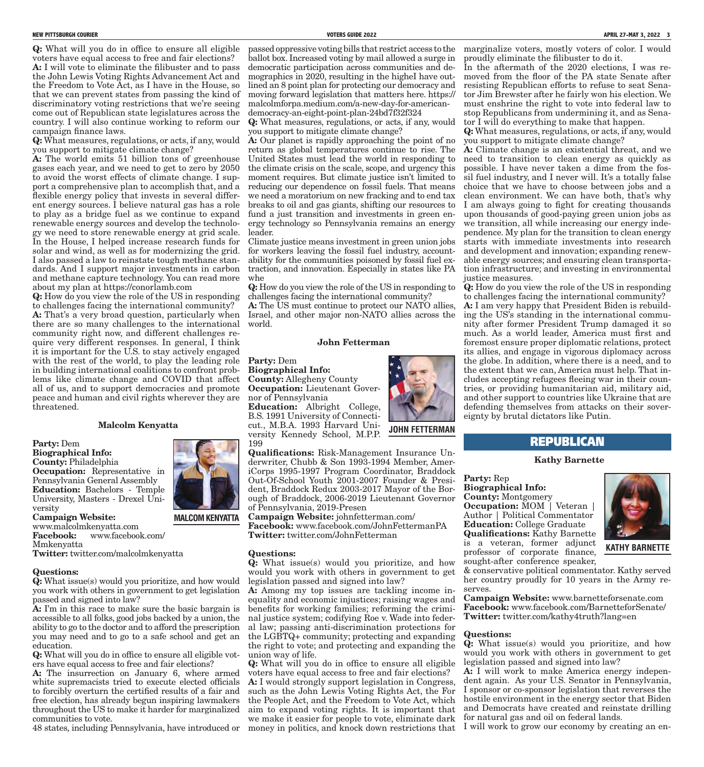**Q:** What will you do in office to ensure all eligible voters have equal access to free and fair elections?
**A:** I will vote to eliminate the filibuster and to pass the John Lewis Voting Rights Advancement Act and the Freedom to Vote Act, as I have in the House, so that we can prevent states from passing the kind of discriminatory voting restrictions that we're seeing come out of Republican state legislatures across the country. I will also continue working to reform our campaign finance laws.

**Q:** What measures, regulations, or acts, if any, would you support to mitigate climate change?
**A:** The world emits 51 billion tons of greenhouse gases each year, and we need to get to zero by 2050 to avoid the worst effects of climate change. I support a comprehensive plan to accomplish that, and a flexible energy policy that invests in several different energy sources. I believe natural gas has a role to play as a bridge fuel as we continue to expand renewable energy sources and develop the technology we need to store renewable energy at grid scale. In the House, I helped increase research funds for solar and wind, as well as for modernizing the grid. I also passed a law to reinstate tough methane standards. And I support major investments in carbon and methane capture technology. You can read more about my plan at https://conorlamb.com

**Q:** How do you view the role of the US in responding to challenges facing the international community?
**A:** That's a very broad question, particularly when there are so many challenges to the international community right now, and different challenges require very different responses. In general, I think it is important for the U.S. to stay actively engaged with the rest of the world, to play the leading role in building international coalitions to confront problems like climate change and COVID that affect all of us, and to support democracies and promote peace and human and civil rights wherever they are threatened.

### Malcolm Kenyatta

MALCOM KENYATTA

**Party:** Dem
**Biographical Info:**
**County:** Philadelphia
**Occupation:** Representative in Pennsylvania General Assembly
**Education:** Bachelors - Temple University, Masters - Drexel University
**Campaign Website:** www.malcolmkenyatta.com
**Facebook:** www.facebook.com/Mmkenyatta
**Twitter:** twitter.com/malcolmkenyatta

**Questions:**
**Q:** What issue(s) would you prioritize, and how would you work with others in government to get legislation passed and signed into law?
**A:** I'm in this race to make sure the basic bargain is accessible to all folks, good jobs backed by a union, the ability to go to the doctor and to afford the prescription you may need and to go to a safe school and get an education.

**Q:** What will you do in office to ensure all eligible voters have equal access to free and fair elections?
**A:** The insurrection on January 6, where armed white supremacists tried to execute elected officials to forcibly overturn the certified results of a fair and free election, has already begun inspiring lawmakers throughout the US to make it harder for marginalized communities to vote.
48 states, including Pennsylvania, have introduced or passed oppressive voting bills that restrict access to the ballot box. Increased voting by mail allowed a surge in democratic participation across communities and demographics in 2020, resulting in the higheI have outlined an 8 point plan for protecting our democracy and moving forward legislation that matters here. https://malcolmforpa.medium.com/a-new-day-for-american-democracy-an-eight-point-plan-24bd7f32f324

**Q:** What measures, regulations, or acts, if any, would you support to mitigate climate change?
**A:** Our planet is rapidly approaching the point of no return as global temperatures continue to rise. The United States must lead the world in responding to the climate crisis on the scale, scope, and urgency this moment requires. But climate justice isn't limited to reducing our dependence on fossil fuels. That means we need a moratorium on new fracking and to end tax breaks to oil and gas giants, shifting our resources to fund a just transition and investments in green energy technology so Pennsylvania remains an energy leader.
Climate justice means investment in green union jobs for workers leaving the fossil fuel industry, accountability for the communities poisoned by fossil fuel extraction, and innovation. Especially in states like PA whe

**Q:** How do you view the role of the US in responding to challenges facing the international community?
**A:** The US must continue to protect our NATO allies, Israel, and other major non-NATO allies across the world.

### John Fetterman

JOHN FETTERMAN

**Party:** Dem
**Biographical Info:**
**County:** Allegheny County
**Occupation:** Lieutenant Governor of Pennsylvania
**Education:** Albright College, B.S. 1991 University of Connecticut., M.B.A. 1993 Harvard University Kennedy School, M.P.P. 199
**Qualifications:** Risk-Management Insurance Underwriter, Chubb & Son 1993-1994 Member, AmeriCorps 1995-1997 Program Coordinator, Braddock Out-Of-School Youth 2001-2007 Founder & President, Braddock Redux 2003-2017 Mayor of the Borough of Braddock, 2006-2019 Lieutenant Governor of Pennsylvania, 2019-Presen
**Campaign Website:** johnfetterman.com/
**Facebook:** www.facebook.com/JohnFettermanPA
**Twitter:** twitter.com/JohnFetterman

**Questions:**
**Q:** What issue(s) would you prioritize, and how would you work with others in government to get legislation passed and signed into law?
**A:** Among my top issues are tackling income inequality and economic injustices; raising wages and benefits for working families; reforming the criminal justice system; codifying Roe v. Wade into federal law; passing anti-discrimination protections for the LGBTQ+ community; protecting and expanding the right to vote; and protecting and expanding the union way of life.

**Q:** What will you do in office to ensure all eligible voters have equal access to free and fair elections?
**A:** I would strongly support legislation in Congress, such as the John Lewis Voting Rights Act, the For the People Act, and the Freedom to Vote Act, which aim to expand voting rights. It is important that we make it easier for people to vote, eliminate dark money in politics, and knock down restrictions that marginalize voters, mostly voters of color. I would proudly eliminate the filibuster to do it.
In the aftermath of the 2020 elections, I was removed from the floor of the PA state Senate after resisting Republican efforts to refuse to seat Senator Jim Brewster after he fairly won his election. We must enshrine the right to vote into federal law to stop Republicans from undermining it, and as Senator I will do everything to make that happen.

**Q:** What measures, regulations, or acts, if any, would you support to mitigate climate change?
**A:** Climate change is an existential threat, and we need to transition to clean energy as quickly as possible. I have never taken a dime from the fossil fuel industry, and I never will. It's a totally false choice that we have to choose between jobs and a clean environment. We can have both, that's why I am always going to fight for creating thousands upon thousands of good-paying green union jobs as we transition, all while increasing our energy independence. My plan for the transition to clean energy starts with immediate investments into research and development and innovation; expanding renewable energy sources; and ensuring clean transportation infrastructure; and investing in environmental justice measures.

**Q:** How do you view the role of the US in responding to challenges facing the international community?
**A:** I am very happy that President Biden is rebuilding the US's standing in the international community after former President Trump damaged it so much. As a world leader, America must first and foremost ensure proper diplomatic relations, protect its allies, and engage in vigorous diplomacy across the globe. In addition, where there is a need, and to the extent that we can, America must help. That includes accepting refugees fleeing war in their countries, or providing humanitarian aid, military aid, and other support to countries like Ukraine that are defending themselves from attacks on their sovereignty by brutal dictators like Putin.

## REPUBLICAN

### Kathy Barnette

KATHY BARNETTE

**Party:** Rep
**Biographical Info:**
**County:** Montgomery
**Occupation:** MOM | Veteran | Author | Political Commentator
**Education:** College Graduate
**Qualifications:** Kathy Barnette is a veteran, former adjunct professor of corporate finance, sought-after conference speaker, & conservative political commentator. Kathy served her country proudly for 10 years in the Army reserves.
**Campaign Website:** www.barnetteforsenate.com
**Facebook:** www.facebook.com/BarnetteforSenate/
**Twitter:** twitter.com/kathy4truth?lang=en

**Questions:**
**Q:** What issue(s) would you prioritize, and how would you work with others in government to get legislation passed and signed into law?
**A:** I will work to make America energy independent again. As your U.S. Senator in Pennsylvania, I sponsor or co-sponsor legislation that reverses the hostile environment in the energy sector that Biden and Democrats have created and reinstate drilling for natural gas and oil on federal lands.
I will work to grow our economy by creating an en-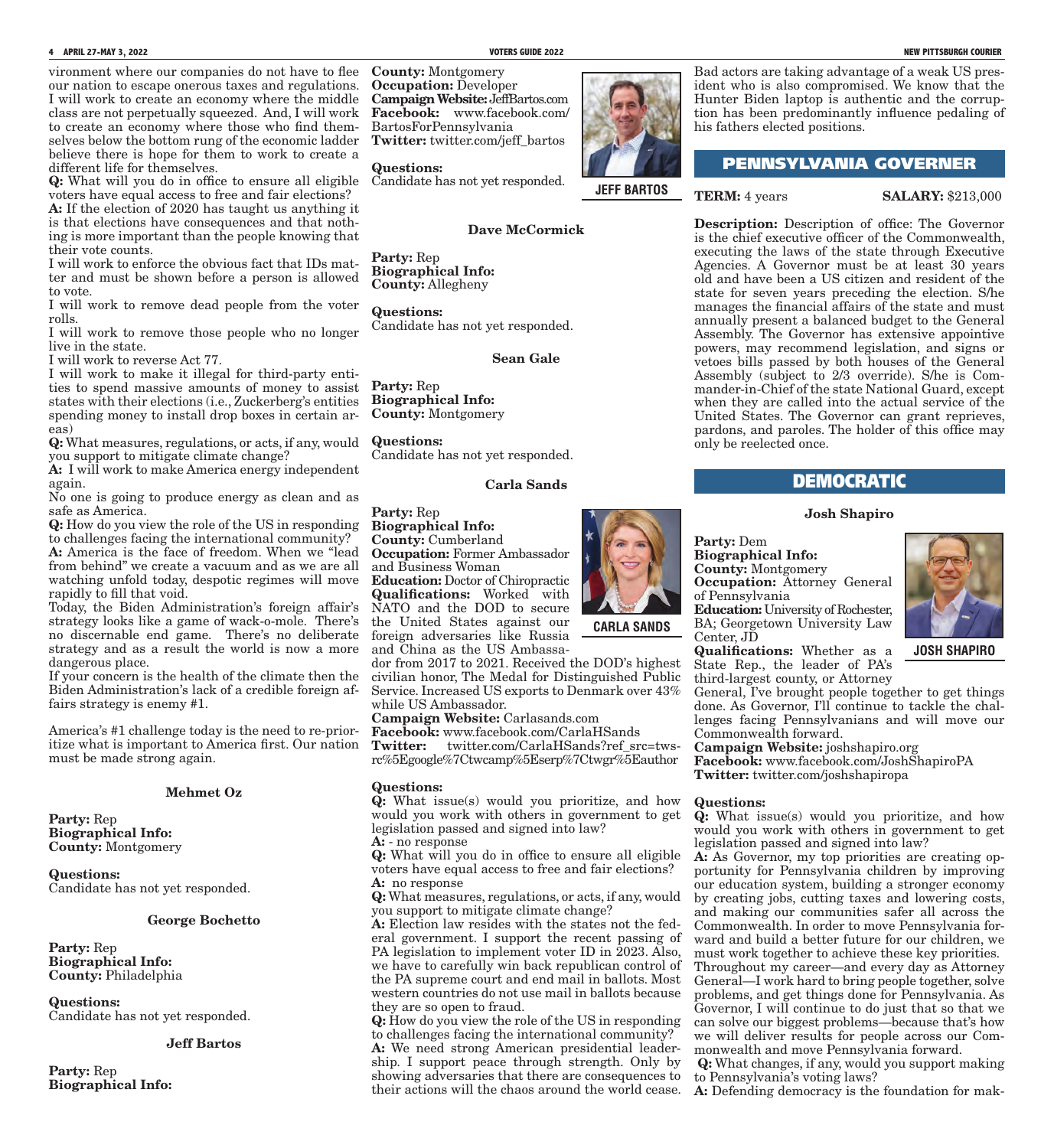vironment where our companies do not have to flee our nation to escape onerous taxes and regulations. I will work to create an economy where the middle class are not perpetually squeezed. And, I will work to create an economy where those who find themselves below the bottom rung of the economic ladder believe there is hope for them to work to create a different life for themselves.

**Q:** What will you do in office to ensure all eligible voters have equal access to free and fair elections?

**A:** If the election of 2020 has taught us anything it is that elections have consequences and that nothing is more important than the people knowing that their vote counts.

I will work to enforce the obvious fact that IDs matter and must be shown before a person is allowed to vote.

I will work to remove dead people from the voter rolls.

I will work to remove those people who no longer live in the state.

I will work to reverse Act 77.

I will work to make it illegal for third-party entities to spend massive amounts of money to assist states with their elections (i.e., Zuckerberg's entities spending money to install drop boxes in certain areas)

**Q:** What measures, regulations, or acts, if any, would you support to mitigate climate change?

**A:** I will work to make America energy independent again.

No one is going to produce energy as clean and as safe as America.

**Q:** How do you view the role of the US in responding to challenges facing the international community?

**A:** America is the face of freedom. When we "lead from behind" we create a vacuum and as we are all watching unfold today, despotic regimes will move rapidly to fill that void.

Today, the Biden Administration's foreign affair's strategy looks like a game of wack-o-mole. There's no discernable end game. There's no deliberate strategy and as a result the world is now a more dangerous place.

If your concern is the health of the climate then the Biden Administration's lack of a credible foreign affairs strategy is enemy #1.

America's #1 challenge today is the need to re-prioritize what is important to America first. Our nation must be made strong again.

**Mehmet Oz**

**Party:** Rep
**Biographical Info:**
**County:** Montgomery

**Questions:**
Candidate has not yet responded.

**George Bochetto**

**Party:** Rep
**Biographical Info:**
**County:** Philadelphia

**Questions:**
Candidate has not yet responded.

**Jeff Bartos**

**Party:** Rep
**Biographical Info:**
**County:** Montgomery
**Occupation:** Developer
**Campaign Website:** JeffBartos.com
**Facebook:** www.facebook.com/BartosForPennsylvania
**Twitter:** twitter.com/jeff_bartos

JEFF BARTOS

**Questions:**
Candidate has not yet responded.

**Dave McCormick**

**Party:** Rep
**Biographical Info:**
**County:** Allegheny

**Questions:**
Candidate has not yet responded.

**Sean Gale**

**Party:** Rep
**Biographical Info:**
**County:** Montgomery

**Questions:**
Candidate has not yet responded.

**Carla Sands**

**Party:** Rep
**Biographical Info:**
**County:** Cumberland
**Occupation:** Former Ambassador and Business Woman
**Education:** Doctor of Chiropractic
**Qualifications:** Worked with NATO and the DOD to secure the United States against our foreign adversaries like Russia and China as the US Ambassador from 2017 to 2021. Received the DOD's highest civilian honor, The Medal for Distinguished Public Service. Increased US exports to Denmark over 43% while US Ambassador.
**Campaign Website:** Carlasands.com
**Facebook:** www.facebook.com/CarlaHSands
**Twitter:** twitter.com/CarlaHSands?ref_src=twsrc%5Egoogle%7Ctwcamp%5Eserp%7Ctwgr%5Eauthor

CARLA SANDS

**Questions:**

**Q:** What issue(s) would you prioritize, and how would you work with others in government to get legislation passed and signed into law?

**A:** - no response

**Q:** What will you do in office to ensure all eligible voters have equal access to free and fair elections?

**A:** no response

**Q:** What measures, regulations, or acts, if any, would you support to mitigate climate change?

**A:** Election law resides with the states not the federal government. I support the recent passing of PA legislation to implement voter ID in 2023. Also, we have to carefully win back republican control of the PA supreme court and end mail in ballots. Most western countries do not use mail in ballots because they are so open to fraud.

**Q:** How do you view the role of the US in responding to challenges facing the international community?

**A:** We need strong American presidential leadership. I support peace through strength. Only by showing adversaries that there are consequences to their actions will the chaos around the world cease. Bad actors are taking advantage of a weak US president who is also compromised. We know that the Hunter Biden laptop is authentic and the corruption has been predominantly influence pedaling of his fathers elected positions.

## PENNSYLVANIA GOVERNER

**TERM:** 4 years **SALARY:** $213,000

**Description:** Description of office: The Governor is the chief executive officer of the Commonwealth, executing the laws of the state through Executive Agencies. A Governor must be at least 30 years old and have been a US citizen and resident of the state for seven years preceding the election. S/he manages the financial affairs of the state and must annually present a balanced budget to the General Assembly. The Governor has extensive appointive powers, may recommend legislation, and signs or vetoes bills passed by both houses of the General Assembly (subject to 2/3 override). S/he is Commander-in-Chief of the state National Guard, except when they are called into the actual service of the United States. The Governor can grant reprieves, pardons, and paroles. The holder of this office may only be reelected once.

## DEMOCRATIC

**Josh Shapiro**

**Party:** Dem
**Biographical Info:**
**County:** Montgomery
**Occupation:** Attorney General of Pennsylvania
**Education:** University of Rochester, BA; Georgetown University Law Center, JD
**Qualifications:** Whether as a State Rep., the leader of PA's third-largest county, or Attorney General, I've brought people together to get things done. As Governor, I'll continue to tackle the challenges facing Pennsylvanians and will move our Commonwealth forward.
**Campaign Website:** joshshapiro.org
**Facebook:** www.facebook.com/JoshShapiroPA
**Twitter:** twitter.com/joshshapiropa

JOSH SHAPIRO

**Questions:**

**Q:** What issue(s) would you prioritize, and how would you work with others in government to get legislation passed and signed into law?

**A:** As Governor, my top priorities are creating opportunity for Pennsylvania children by improving our education system, building a stronger economy by creating jobs, cutting taxes and lowering costs, and making our communities safer all across the Commonwealth. In order to move Pennsylvania forward and build a better future for our children, we must work together to achieve these key priorities.

Throughout my career—and every day as Attorney General—I work hard to bring people together, solve problems, and get things done for Pennsylvania. As Governor, I will continue to do just that so that we can solve our biggest problems—because that's how we will deliver results for people across our Commonwealth and move Pennsylvania forward.

**Q:** What changes, if any, would you support making to Pennsylvania's voting laws?

**A:** Defending democracy is the foundation for mak-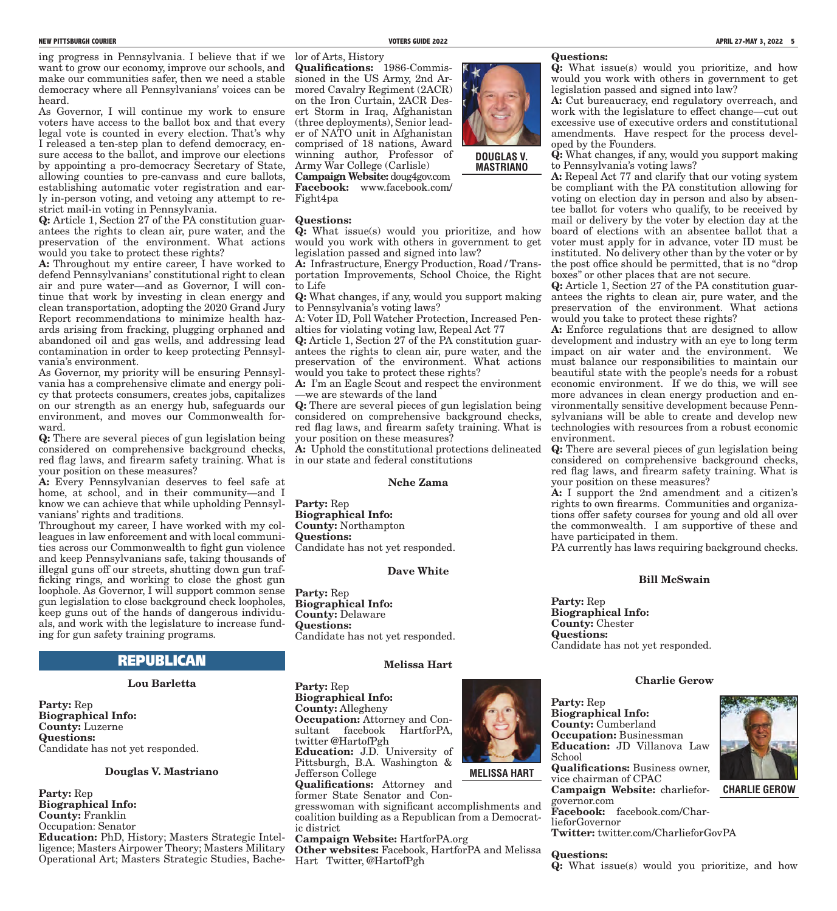ing progress in Pennsylvania. I believe that if we want to grow our economy, improve our schools, and make our communities safer, then we need a stable democracy where all Pennsylvanians' voices can be heard.

As Governor, I will continue my work to ensure voters have access to the ballot box and that every legal vote is counted in every election. That's why I released a ten-step plan to defend democracy, ensure access to the ballot, and improve our elections by appointing a pro-democracy Secretary of State, allowing counties to pre-canvass and cure ballots, establishing automatic voter registration and early in-person voting, and vetoing any attempt to restrict mail-in voting in Pennsylvania.

**Q:** Article 1, Section 27 of the PA constitution guarantees the rights to clean air, pure water, and the preservation of the environment. What actions would you take to protect these rights?

**A:** Throughout my entire career, I have worked to defend Pennsylvanians' constitutional right to clean air and pure water—and as Governor, I will continue that work by investing in clean energy and clean transportation, adopting the 2020 Grand Jury Report recommendations to minimize health hazards arising from fracking, plugging orphaned and abandoned oil and gas wells, and addressing lead contamination in order to keep protecting Pennsylvania's environment.

As Governor, my priority will be ensuring Pennsylvania has a comprehensive climate and energy policy that protects consumers, creates jobs, capitalizes on our strength as an energy hub, safeguards our environment, and moves our Commonwealth forward.

**Q:** There are several pieces of gun legislation being considered on comprehensive background checks, red flag laws, and firearm safety training. What is your position on these measures?

**A:** Every Pennsylvanian deserves to feel safe at home, at school, and in their community—and I know we can achieve that while upholding Pennsylvanians' rights and traditions.

Throughout my career, I have worked with my colleagues in law enforcement and with local communities across our Commonwealth to fight gun violence and keep Pennsylvanians safe, taking thousands of illegal guns off our streets, shutting down gun trafficking rings, and working to close the ghost gun loophole. As Governor, I will support common sense gun legislation to close background check loopholes, keep guns out of the hands of dangerous individuals, and work with the legislature to increase funding for gun safety training programs.

## REPUBLICAN

### Lou Barletta

**Party:** Rep
**Biographical Info:**
**County:** Luzerne
**Questions:**
Candidate has not yet responded.

### Douglas V. Mastriano

**Party:** Rep
**Biographical Info:**
**County:** Franklin
Occupation: Senator
**Education:** PhD, History; Masters Strategic Intelligence; Masters Airpower Theory; Masters Military Operational Art; Masters Strategic Studies, Bachelor of Arts, History
**Qualifications:** 1986-Commissioned in the US Army, 2nd Armored Cavalry Regiment (2ACR) on the Iron Curtain, 2ACR Desert Storm in Iraq, Afghanistan (three deployments), Senior leader of NATO unit in Afghanistan comprised of 18 nations, Award winning author, Professor of Army War College (Carlisle)
**Campaign Website:** doug4gov.com
**Facebook:** www.facebook.com/Fight4pa

DOUGLAS V. MASTRIANO

**Questions:**

**Q:** What issue(s) would you prioritize, and how would you work with others in government to get legislation passed and signed into law?

**A:** Infrastructure, Energy Production, Road / Transportation Improvements, School Choice, the Right to Life

**Q:** What changes, if any, would you support making to Pennsylvania's voting laws?

A: Voter ID, Poll Watcher Protection, Increased Penalties for violating voting law, Repeal Act 77

**Q:** Article 1, Section 27 of the PA constitution guarantees the rights to clean air, pure water, and the preservation of the environment. What actions would you take to protect these rights?

**A:** I'm an Eagle Scout and respect the environment —we are stewards of the land

**Q:** There are several pieces of gun legislation being considered on comprehensive background checks, red flag laws, and firearm safety training. What is your position on these measures?

**A:** Uphold the constitutional protections delineated in our state and federal constitutions

### Nche Zama

**Party:** Rep
**Biographical Info:**
**County:** Northampton
**Questions:**
Candidate has not yet responded.

### Dave White

**Party:** Rep
**Biographical Info:**
**County:** Delaware
**Questions:**
Candidate has not yet responded.

### Melissa Hart

**Party:** Rep
**Biographical Info:**
**County:** Allegheny
**Occupation:** Attorney and Consultant facebook HartforPA, twitter @HartofPgh
**Education:** J.D. University of Pittsburgh, B.A. Washington & Jefferson College
**Qualifications:** Attorney and former State Senator and Congresswoman with significant accomplishments and coalition building as a Republican from a Democratic district
**Campaign Website:** HartforPA.org
**Other websites:** Facebook, HartforPA and Melissa Hart Twitter, @HartofPgh

MELISSA HART

**Questions:**

**Q:** What issue(s) would you prioritize, and how would you work with others in government to get legislation passed and signed into law?

**A:** Cut bureaucracy, end regulatory overreach, and work with the legislature to effect change—cut out excessive use of executive orders and constitutional amendments. Have respect for the process developed by the Founders.

**Q:** What changes, if any, would you support making to Pennsylvania's voting laws?

**A:** Repeal Act 77 and clarify that our voting system be compliant with the PA constitution allowing for voting on election day in person and also by absentee ballot for voters who qualify, to be received by mail or delivery by the voter by election day at the board of elections with an absentee ballot that a voter must apply for in advance, voter ID must be instituted. No delivery other than by the voter or by the post office should be permitted, that is no "drop boxes" or other places that are not secure.

**Q:** Article 1, Section 27 of the PA constitution guarantees the rights to clean air, pure water, and the preservation of the environment. What actions would you take to protect these rights?

**A:** Enforce regulations that are designed to allow development and industry with an eye to long term impact on air water and the environment. We must balance our responsibilities to maintain our beautiful state with the people's needs for a robust economic environment. If we do this, we will see more advances in clean energy production and environmentally sensitive development because Pennsylvanians will be able to create and develop new technologies with resources from a robust economic environment.

**Q:** There are several pieces of gun legislation being considered on comprehensive background checks, red flag laws, and firearm safety training. What is your position on these measures?

**A:** I support the 2nd amendment and a citizen's rights to own firearms. Communities and organizations offer safety courses for young and old all over the commonwealth. I am supportive of these and have participated in them.

PA currently has laws requiring background checks.

### Bill McSwain

**Party:** Rep
**Biographical Info:**
**County:** Chester
**Questions:**
Candidate has not yet responded.

### Charlie Gerow

**Party:** Rep
**Biographical Info:**
**County:** Cumberland
**Occupation:** Businessman
**Education:** JD Villanova Law School
**Qualifications:** Business owner, vice chairman of CPAC
**Campaign Website:** charlieforgovernor.com
**Facebook:** facebook.com/CharlieforGovernor
**Twitter:** twitter.com/CharlieforGovPA

CHARLIE GEROW

**Questions:**

**Q:** What issue(s) would you prioritize, and how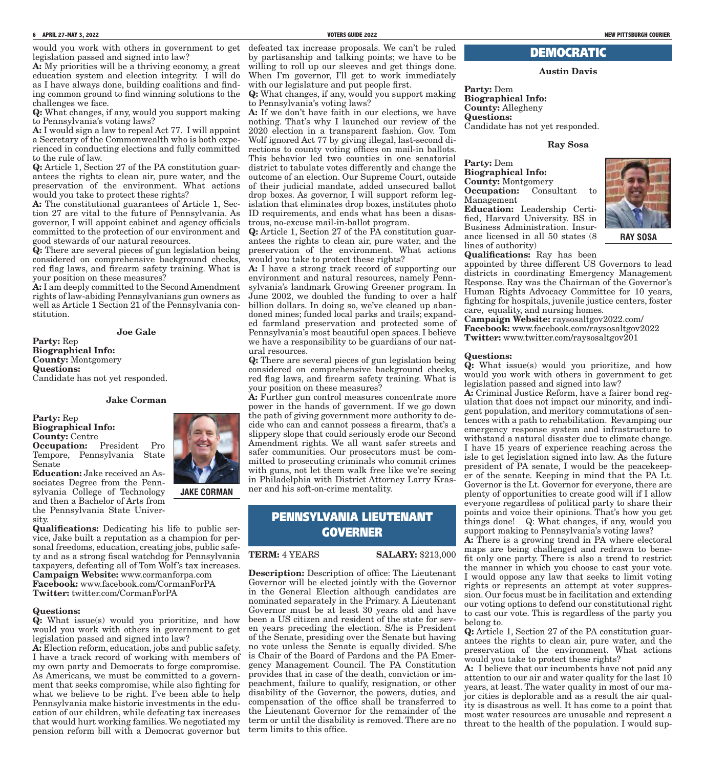would you work with others in government to get legislation passed and signed into law?

**A:** My priorities will be a thriving economy, a great education system and election integrity. I will do as I have always done, building coalitions and finding common ground to find winning solutions to the challenges we face.

**Q:** What changes, if any, would you support making to Pennsylvania's voting laws?

**A:** I would sign a law to repeal Act 77. I will appoint a Secretary of the Commonwealth who is both experienced in conducting elections and fully committed to the rule of law.

**Q:** Article 1, Section 27 of the PA constitution guarantees the rights to clean air, pure water, and the preservation of the environment. What actions would you take to protect these rights?

**A:** The constitutional guarantees of Article 1, Section 27 are vital to the future of Pennsylvania. As governor, I will appoint cabinet and agency officials committed to the protection of our environment and good stewards of our natural resources.

**Q:** There are several pieces of gun legislation being considered on comprehensive background checks, red flag laws, and firearm safety training. What is your position on these measures?

**A:** I am deeply committed to the Second Amendment rights of law-abiding Pennsylvanians gun owners as well as Article 1 Section 21 of the Pennsylvania constitution.

### Joe Gale

**Party:** Rep
**Biographical Info:**
**County:** Montgomery
**Questions:**
Candidate has not yet responded.

### Jake Corman

**Party:** Rep
**Biographical Info:**
**County:** Centre
**Occupation:** President Pro Tempore, Pennsylvania State Senate
**Education:** Jake received an Associates Degree from the Pennsylvania College of Technology and then a Bachelor of Arts from the Pennsylvania State University.

JAKE CORMAN

**Qualifications:** Dedicating his life to public service, Jake built a reputation as a champion for personal freedoms, education, creating jobs, public safety and as a strong fiscal watchdog for Pennsylvania taxpayers, defeating all of Tom Wolf's tax increases.
**Campaign Website:** www.cormanforpa.com
**Facebook:** www.facebook.com/CormanForPA
**Twitter:** twitter.com/CormanForPA

**Questions:**

**Q:** What issue(s) would you prioritize, and how would you work with others in government to get legislation passed and signed into law?

**A:** Election reform, education, jobs and public safety. I have a track record of working with members of my own party and Democrats to forge compromise. As Americans, we must be committed to a government that seeks compromise, while also fighting for what we believe to be right. I've been able to help Pennsylvania make historic investments in the education of our children, while defeating tax increases that would hurt working families. We negotiated my pension reform bill with a Democrat governor but defeated tax increase proposals. We can't be ruled by partisanship and talking points; we have to be willing to roll up our sleeves and get things done. When I'm governor, I'll get to work immediately with our legislature and put people first.

**Q:** What changes, if any, would you support making to Pennsylvania's voting laws?

**A:** If we don't have faith in our elections, we have nothing. That's why I launched our review of the 2020 election in a transparent fashion. Gov. Tom Wolf ignored Act 77 by giving illegal, last-second directions to county voting offices on mail-in ballots. This behavior led two counties in one senatorial district to tabulate votes differently and change the outcome of an election. Our Supreme Court, outside of their judicial mandate, added unsecured ballot drop boxes. As governor, I will support reform legislation that eliminates drop boxes, institutes photo ID requirements, and ends what has been a disastrous, no-excuse mail-in-ballot program.

**Q:** Article 1, Section 27 of the PA constitution guarantees the rights to clean air, pure water, and the preservation of the environment. What actions would you take to protect these rights?

**A:** I have a strong track record of supporting our environment and natural resources, namely Pennsylvania's landmark Growing Greener program. In June 2002, we doubled the funding to over a half billion dollars. In doing so, we've cleaned up abandoned mines; funded local parks and trails; expanded farmland preservation and protected some of Pennsylvania's most beautiful open spaces. I believe we have a responsibility to be guardians of our natural resources.

**Q:** There are several pieces of gun legislation being considered on comprehensive background checks, red flag laws, and firearm safety training. What is your position on these measures?

**A:** Further gun control measures concentrate more power in the hands of government. If we go down the path of giving government more authority to decide who can and cannot possess a firearm, that's a slippery slope that could seriously erode our Second Amendment rights. We all want safer streets and safer communities. Our prosecutors must be committed to prosecuting criminals who commit crimes with guns, not let them walk free like we're seeing in Philadelphia with District Attorney Larry Krasner and his soft-on-crime mentality.

## PENNSYLVANIA LIEUTENANT GOVERNER

**TERM:** 4 YEARS **SALARY:** $213,000

**Description:** Description of office: The Lieutenant Governor will be elected jointly with the Governor in the General Election although candidates are nominated separately in the Primary. A Lieutenant Governor must be at least 30 years old and have been a US citizen and resident of the state for seven years preceding the election. S/he is President of the Senate, presiding over the Senate but having no vote unless the Senate is equally divided. S/he is Chair of the Board of Pardons and the PA Emergency Management Council. The PA Constitution provides that in case of the death, conviction or impeachment, failure to qualify, resignation, or other disability of the Governor, the powers, duties, and compensation of the office shall be transferred to the Lieutenant Governor for the remainder of the term or until the disability is removed. There are no term limits to this office.

## DEMOCRATIC

### Austin Davis

**Party:** Dem
**Biographical Info:**
**County:** Allegheny
**Questions:**
Candidate has not yet responded.

### Ray Sosa

**Party:** Dem
**Biographical Info:**
**County:** Montgomery
**Occupation:** Consultant to Management
**Education:** Leadership Certified, Harvard University. BS in Business Administration. Insurance licensed in all 50 states (8 lines of authority)

RAY SOSA

**Qualifications:** Ray has been appointed by three different US Governors to lead districts in coordinating Emergency Management Response. Ray was the Chairman of the Governor's Human Rights Advocacy Committee for 10 years, fighting for hospitals, juvenile justice centers, foster care, equality, and nursing homes.
**Campaign Website:** raysosaltgov2022.com/
**Facebook:** www.facebook.com/raysosaltgov2022
**Twitter:** www.twitter.com/raysosaltgov201

**Questions:**

**Q:** What issue(s) would you prioritize, and how would you work with others in government to get legislation passed and signed into law?

**A:** Criminal Justice Reform, have a fairer bond regulation that does not impact our minority, and indigent population, and meritory commutations of sentences with a path to rehabilitation. Revamping our emergency response system and infrastructure to withstand a natural disaster due to climate change. I have 15 years of experience reaching across the isle to get legislation signed into law. As the future president of PA senate, I would be the peacekeeper of the senate. Keeping in mind that the PA Lt. Governor is the Lt. Governor for everyone, there are plenty of opportunities to create good will if I allow everyone regardless of political party to share their points and voice their opinions. That's how you get things done! Q: What changes, if any, would you support making to Pennsylvania's voting laws?

**A:** There is a growing trend in PA where electoral maps are being challenged and redrawn to benefit only one party. There is also a trend to restrict the manner in which you choose to cast your vote. I would oppose any law that seeks to limit voting rights or represents an attempt at voter suppression. Our focus must be in facilitation and extending our voting options to defend our constitutional right to cast our vote. This is regardless of the party you belong to.

**Q:** Article 1, Section 27 of the PA constitution guarantees the rights to clean air, pure water, and the preservation of the environment. What actions would you take to protect these rights?

**A:** I believe that our incumbents have not paid any attention to our air and water quality for the last 10 years, at least. The water quality in most of our major cities is deplorable and as a result the air quality is disastrous as well. It has come to a point that most water resources are unusable and represent a threat to the health of the population. I would sup-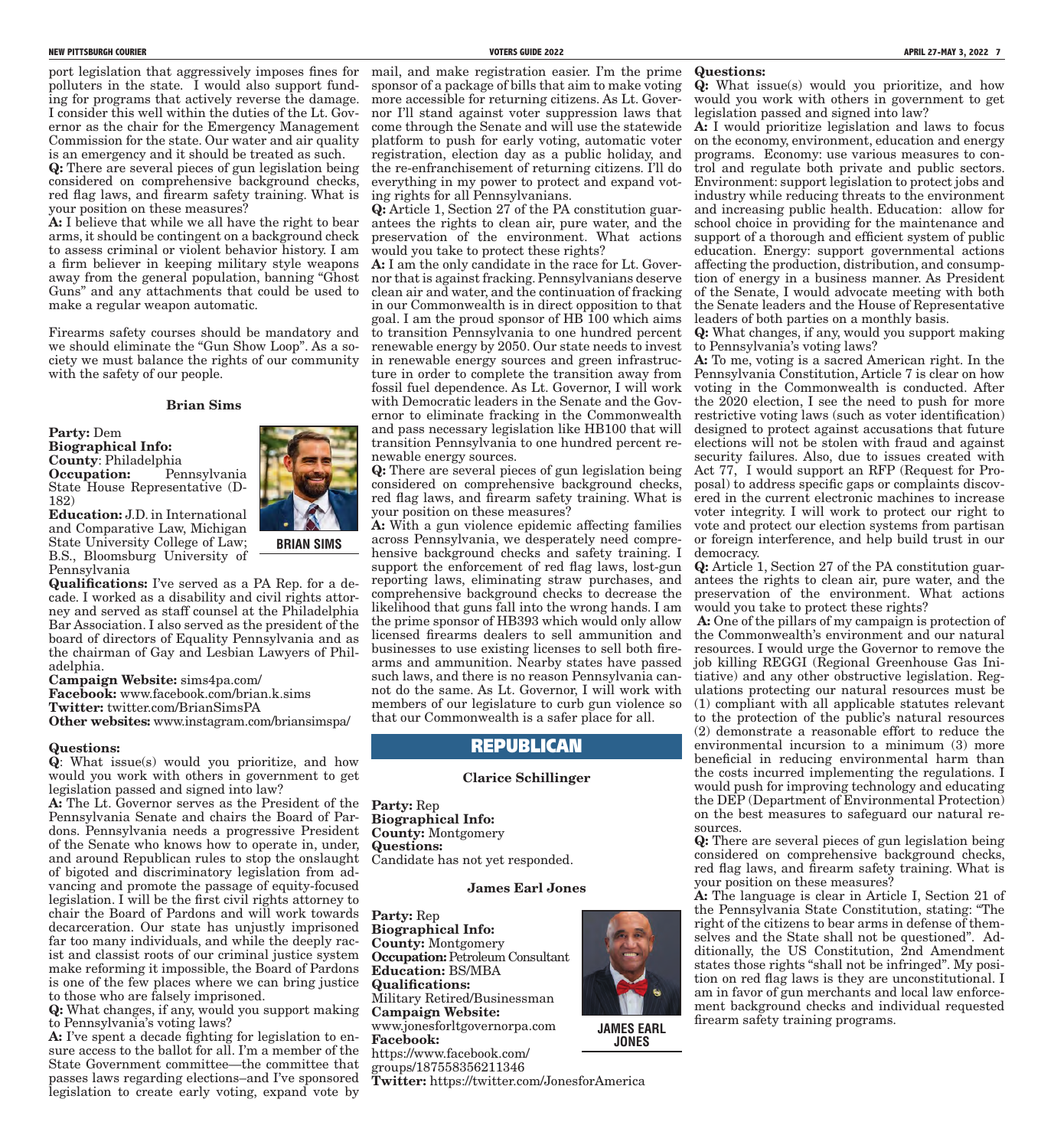port legislation that aggressively imposes fines for polluters in the state. I would also support funding for programs that actively reverse the damage. I consider this well within the duties of the Lt. Governor as the chair for the Emergency Management Commission for the state. Our water and air quality is an emergency and it should be treated as such.

**Q:** There are several pieces of gun legislation being considered on comprehensive background checks, red flag laws, and firearm safety training. What is your position on these measures?

**A:** I believe that while we all have the right to bear arms, it should be contingent on a background check to assess criminal or violent behavior history. I am a firm believer in keeping military style weapons away from the general population, banning "Ghost Guns" and any attachments that could be used to make a regular weapon automatic.

Firearms safety courses should be mandatory and we should eliminate the "Gun Show Loop". As a society we must balance the rights of our community with the safety of our people.

### Brian Sims

**Party:** Dem
**Biographical Info:**
**County**: Philadelphia
**Occupation:** Pennsylvania State House Representative (D-182)
**Education:** J.D. in International and Comparative Law, Michigan State University College of Law; B.S., Bloomsburg University of Pennsylvania

BRIAN SIMS

**Qualifications:** I've served as a PA Rep. for a decade. I worked as a disability and civil rights attorney and served as staff counsel at the Philadelphia Bar Association. I also served as the president of the board of directors of Equality Pennsylvania and as the chairman of Gay and Lesbian Lawyers of Philadelphia.
**Campaign Website:** sims4pa.com/
**Facebook:** www.facebook.com/brian.k.sims
**Twitter:** twitter.com/BrianSimsPA
**Other websites:** www.instagram.com/briansimspa/

**Questions:**

**Q**: What issue(s) would you prioritize, and how would you work with others in government to get legislation passed and signed into law?

**A:** The Lt. Governor serves as the President of the Pennsylvania Senate and chairs the Board of Pardons. Pennsylvania needs a progressive President of the Senate who knows how to operate in, under, and around Republican rules to stop the onslaught of bigoted and discriminatory legislation from advancing and promote the passage of equity-focused legislation. I will be the first civil rights attorney to chair the Board of Pardons and will work towards decarceration. Our state has unjustly imprisoned far too many individuals, and while the deeply racist and classist roots of our criminal justice system make reforming it impossible, the Board of Pardons is one of the few places where we can bring justice to those who are falsely imprisoned.

**Q:** What changes, if any, would you support making to Pennsylvania's voting laws?

**A:** I've spent a decade fighting for legislation to ensure access to the ballot for all. I'm a member of the State Government committee—the committee that passes laws regarding elections–and I've sponsored legislation to create early voting, expand vote by mail, and make registration easier. I'm the prime sponsor of a package of bills that aim to make voting more accessible for returning citizens. As Lt. Governor I'll stand against voter suppression laws that come through the Senate and will use the statewide platform to push for early voting, automatic voter registration, election day as a public holiday, and the re-enfranchisement of returning citizens. I'll do everything in my power to protect and expand voting rights for all Pennsylvanians.

**Q:** Article 1, Section 27 of the PA constitution guarantees the rights to clean air, pure water, and the preservation of the environment. What actions would you take to protect these rights?

**A:** I am the only candidate in the race for Lt. Governor that is against fracking. Pennsylvanians deserve clean air and water, and the continuation of fracking in our Commonwealth is in direct opposition to that goal. I am the proud sponsor of HB 100 which aims to transition Pennsylvania to one hundred percent renewable energy by 2050. Our state needs to invest in renewable energy sources and green infrastructure in order to complete the transition away from fossil fuel dependence. As Lt. Governor, I will work with Democratic leaders in the Senate and the Governor to eliminate fracking in the Commonwealth and pass necessary legislation like HB100 that will transition Pennsylvania to one hundred percent renewable energy sources.

**Q:** There are several pieces of gun legislation being considered on comprehensive background checks, red flag laws, and firearm safety training. What is your position on these measures?

**A:** With a gun violence epidemic affecting families across Pennsylvania, we desperately need comprehensive background checks and safety training. I support the enforcement of red flag laws, lost-gun reporting laws, eliminating straw purchases, and comprehensive background checks to decrease the likelihood that guns fall into the wrong hands. I am the prime sponsor of HB393 which would only allow licensed firearms dealers to sell ammunition and businesses to use existing licenses to sell both firearms and ammunition. Nearby states have passed such laws, and there is no reason Pennsylvania cannot do the same. As Lt. Governor, I will work with members of our legislature to curb gun violence so that our Commonwealth is a safer place for all.

## REPUBLICAN

### Clarice Schillinger

**Party:** Rep
**Biographical Info:**
**County:** Montgomery
**Questions:**
Candidate has not yet responded.

### James Earl Jones

**Party:** Rep
**Biographical Info:**
**County:** Montgomery
**Occupation:** Petroleum Consultant
**Education:** BS/MBA
**Qualifications:**
Military Retired/Businessman
**Campaign Website:**
www.jonesforltgovernorpa.com
**Facebook:**
https://www.facebook.com/groups/187558356211346
**Twitter:** https://twitter.com/JonesforAmerica

JAMES EARL JONES

**Questions:**

**Q:** What issue(s) would you prioritize, and how would you work with others in government to get legislation passed and signed into law?

**A:** I would prioritize legislation and laws to focus on the economy, environment, education and energy programs. Economy: use various measures to control and regulate both private and public sectors. Environment: support legislation to protect jobs and industry while reducing threats to the environment and increasing public health. Education: allow for school choice in providing for the maintenance and support of a thorough and efficient system of public education. Energy: support governmental actions affecting the production, distribution, and consumption of energy in a business manner. As President of the Senate, I would advocate meeting with both the Senate leaders and the House of Representative leaders of both parties on a monthly basis.

**Q:** What changes, if any, would you support making to Pennsylvania's voting laws?

**A:** To me, voting is a sacred American right. In the Pennsylvania Constitution, Article 7 is clear on how voting in the Commonwealth is conducted. After the 2020 election, I see the need to push for more restrictive voting laws (such as voter identification) designed to protect against accusations that future elections will not be stolen with fraud and against security failures. Also, due to issues created with Act 77, I would support an RFP (Request for Proposal) to address specific gaps or complaints discovered in the current electronic machines to increase voter integrity. I will work to protect our right to vote and protect our election systems from partisan or foreign interference, and help build trust in our democracy.

**Q:** Article 1, Section 27 of the PA constitution guarantees the rights to clean air, pure water, and the preservation of the environment. What actions would you take to protect these rights?

**A:** One of the pillars of my campaign is protection of the Commonwealth's environment and our natural resources. I would urge the Governor to remove the job killing REGGI (Regional Greenhouse Gas Initiative) and any other obstructive legislation. Regulations protecting our natural resources must be (1) compliant with all applicable statutes relevant to the protection of the public's natural resources (2) demonstrate a reasonable effort to reduce the environmental incursion to a minimum (3) more beneficial in reducing environmental harm than the costs incurred implementing the regulations. I would push for improving technology and educating the DEP (Department of Environmental Protection) on the best measures to safeguard our natural resources.

**Q:** There are several pieces of gun legislation being considered on comprehensive background checks, red flag laws, and firearm safety training. What is your position on these measures?

**A:** The language is clear in Article I, Section 21 of the Pennsylvania State Constitution, stating: "The right of the citizens to bear arms in defense of themselves and the State shall not be questioned". Additionally, the US Constitution, 2nd Amendment states those rights "shall not be infringed". My position on red flag laws is they are unconstitutional. I am in favor of gun merchants and local law enforcement background checks and individual requested firearm safety training programs.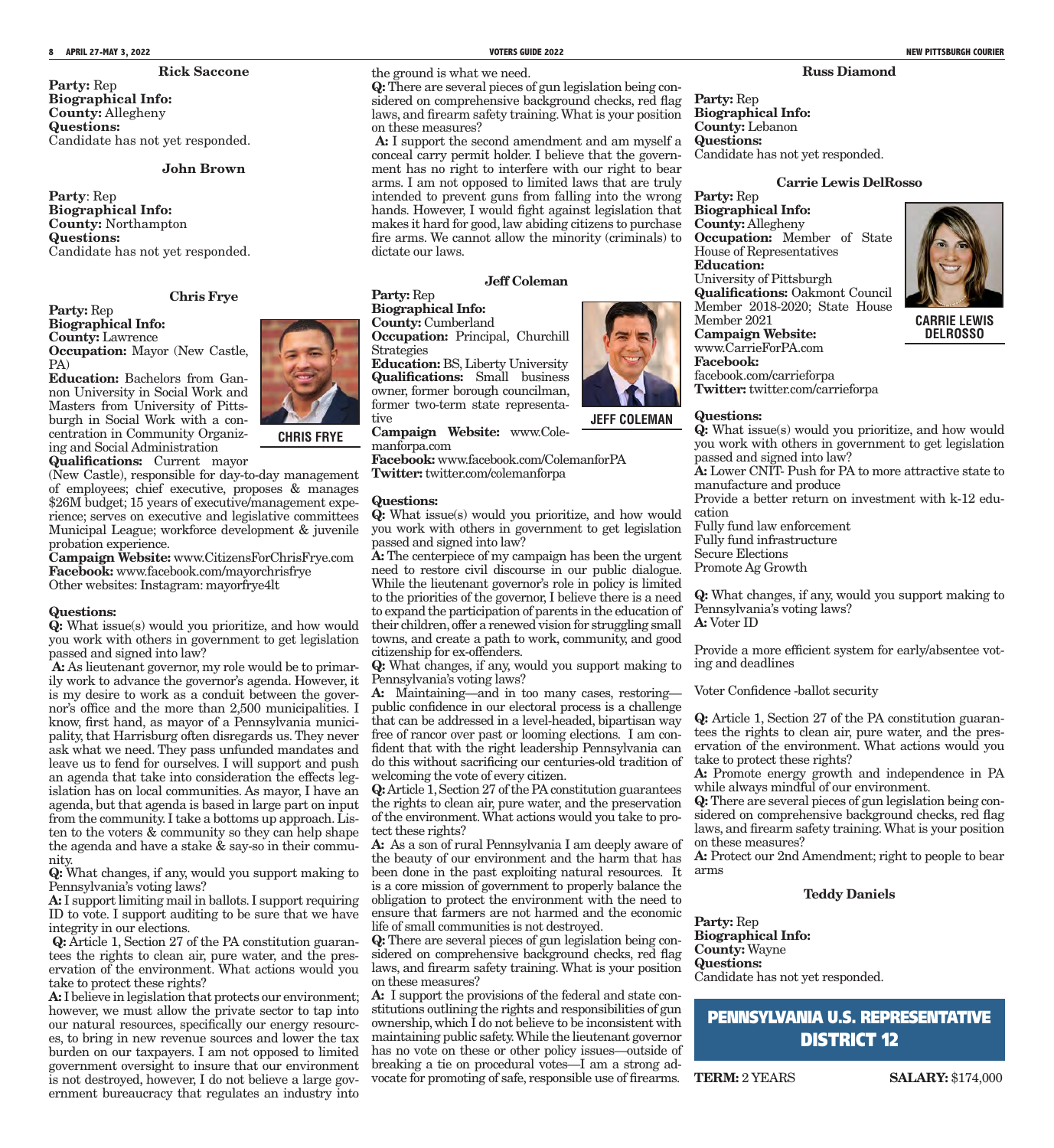### Rick Saccone

**Party:** Rep
**Biographical Info:**
**County:** Allegheny
**Questions:**
Candidate has not yet responded.

### John Brown

**Party**: Rep
**Biographical Info:**
**County:** Northampton
**Questions:**
Candidate has not yet responded.

### Chris Frye

**Party:** Rep
**Biographical Info:**
**County:** Lawrence
**Occupation:** Mayor (New Castle, PA)
**Education:** Bachelors from Gannon University in Social Work and Masters from University of Pittsburgh in Social Work with a concentration in Community Organizing and Social Administration
**Qualifications:** Current mayor (New Castle), responsible for day-to-day management of employees; chief executive, proposes & manages $26M budget; 15 years of executive/management experience; serves on executive and legislative committees Municipal League; workforce development & juvenile probation experience.
**Campaign Website:** www.CitizensForChrisFrye.com
**Facebook:** www.facebook.com/mayorchrisfrye
Other websites: Instagram: mayorfrye4lt

CHRIS FRYE

**Questions:**

**Q:** What issue(s) would you prioritize, and how would you work with others in government to get legislation passed and signed into law?

**A:** As lieutenant governor, my role would be to primarily work to advance the governor's agenda. However, it is my desire to work as a conduit between the governor's office and the more than 2,500 municipalities. I know, first hand, as mayor of a Pennsylvania municipality, that Harrisburg often disregards us. They never ask what we need. They pass unfunded mandates and leave us to fend for ourselves. I will support and push an agenda that take into consideration the effects legislation has on local communities. As mayor, I have an agenda, but that agenda is based in large part on input from the community. I take a bottoms up approach. Listen to the voters & community so they can help shape the agenda and have a stake & say-so in their community.

**Q:** What changes, if any, would you support making to Pennsylvania's voting laws?

**A:** I support limiting mail in ballots. I support requiring ID to vote. I support auditing to be sure that we have integrity in our elections.

**Q:** Article 1, Section 27 of the PA constitution guarantees the rights to clean air, pure water, and the preservation of the environment. What actions would you take to protect these rights?

**A:** I believe in legislation that protects our environment; however, we must allow the private sector to tap into our natural resources, specifically our energy resources, to bring in new revenue sources and lower the tax burden on our taxpayers. I am not opposed to limited government oversight to insure that our environment is not destroyed, however, I do not believe a large government bureaucracy that regulates an industry into the ground is what we need.

**Q:** There are several pieces of gun legislation being considered on comprehensive background checks, red flag laws, and firearm safety training. What is your position on these measures?

**A:** I support the second amendment and am myself a conceal carry permit holder. I believe that the government has no right to interfere with our right to bear arms. I am not opposed to limited laws that are truly intended to prevent guns from falling into the wrong hands. However, I would fight against legislation that makes it hard for good, law abiding citizens to purchase fire arms. We cannot allow the minority (criminals) to dictate our laws.

### Jeff Coleman

**Party:** Rep
**Biographical Info:**
**County:** Cumberland
**Occupation:** Principal, Churchill Strategies
**Education:** BS, Liberty University
**Qualifications:** Small business owner, former borough councilman, former two-term state representative
**Campaign Website:** www.Colemanforpa.com
**Facebook:** www.facebook.com/ColemanforPA
**Twitter:** twitter.com/colemanforpa

JEFF COLEMAN

**Questions:**

**Q:** What issue(s) would you prioritize, and how would you work with others in government to get legislation passed and signed into law?

**A:** The centerpiece of my campaign has been the urgent need to restore civil discourse in our public dialogue. While the lieutenant governor's role in policy is limited to the priorities of the governor, I believe there is a need to expand the participation of parents in the education of their children, offer a renewed vision for struggling small towns, and create a path to work, community, and good citizenship for ex-offenders.

**Q:** What changes, if any, would you support making to Pennsylvania's voting laws?

**A:** Maintaining—and in too many cases, restoring—public confidence in our electoral process is a challenge that can be addressed in a level-headed, bipartisan way free of rancor over past or looming elections. I am confident that with the right leadership Pennsylvania can do this without sacrificing our centuries-old tradition of welcoming the vote of every citizen.

**Q:** Article 1, Section 27 of the PA constitution guarantees the rights to clean air, pure water, and the preservation of the environment. What actions would you take to protect these rights?

**A:** As a son of rural Pennsylvania I am deeply aware of the beauty of our environment and the harm that has been done in the past exploiting natural resources. It is a core mission of government to properly balance the obligation to protect the environment with the need to ensure that farmers are not harmed and the economic life of small communities is not destroyed.

**Q:** There are several pieces of gun legislation being considered on comprehensive background checks, red flag laws, and firearm safety training. What is your position on these measures?

**A:** I support the provisions of the federal and state constitutions outlining the rights and responsibilities of gun ownership, which I do not believe to be inconsistent with maintaining public safety. While the lieutenant governor has no vote on these or other policy issues—outside of breaking a tie on procedural votes—I am a strong advocate for promoting of safe, responsible use of firearms.

### Russ Diamond

**Party:** Rep
**Biographical Info:**
**County:** Lebanon
**Questions:**
Candidate has not yet responded.

### Carrie Lewis DelRosso

**Party:** Rep
**Biographical Info:**
**County:** Allegheny
**Occupation:** Member of State House of Representatives
**Education:**
University of Pittsburgh
**Qualifications:** Oakmont Council Member 2018-2020; State House Member 2021
**Campaign Website:**
www.CarrieForPA.com
**Facebook:**
facebook.com/carrieforpa
**Twitter:** twitter.com/carrieforpa

CARRIE LEWIS DELROSSO

**Questions:**

**Q:** What issue(s) would you prioritize, and how would you work with others in government to get legislation passed and signed into law?

**A:** Lower CNIT- Push for PA to more attractive state to manufacture and produce
Provide a better return on investment with k-12 education
Fully fund law enforcement
Fully fund infrastructure
Secure Elections
Promote Ag Growth

**Q:** What changes, if any, would you support making to Pennsylvania's voting laws?

**A:** Voter ID

Provide a more efficient system for early/absentee voting and deadlines

Voter Confidence -ballot security

**Q:** Article 1, Section 27 of the PA constitution guarantees the rights to clean air, pure water, and the preservation of the environment. What actions would you take to protect these rights?

**A:** Promote energy growth and independence in PA while always mindful of our environment.

**Q:** There are several pieces of gun legislation being considered on comprehensive background checks, red flag laws, and firearm safety training. What is your position on these measures?

**A:** Protect our 2nd Amendment; right to people to bear arms

### Teddy Daniels

**Party:** Rep
**Biographical Info:**
**County:** Wayne
**Questions:**
Candidate has not yet responded.

## PENNSYLVANIA U.S. REPRESENTATIVE DISTRICT 12

**TERM:** 2 YEARS **SALARY:** $174,000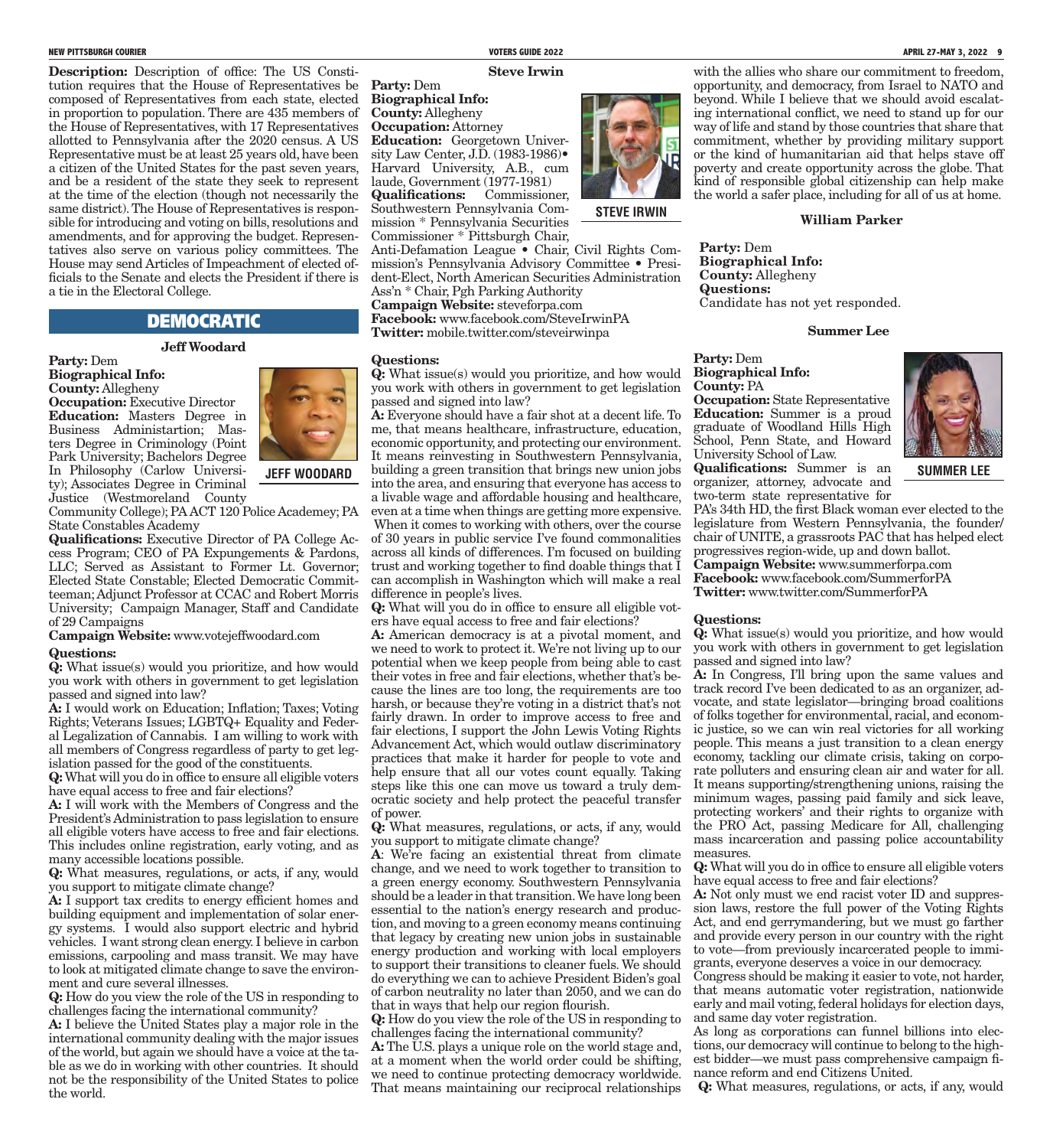**Description:** Description of office: The US Constitution requires that the House of Representatives be composed of Representatives from each state, elected in proportion to population. There are 435 members of the House of Representatives, with 17 Representatives allotted to Pennsylvania after the 2020 census. A US Representative must be at least 25 years old, have been a citizen of the United States for the past seven years, and be a resident of the state they seek to represent at the time of the election (though not necessarily the same district). The House of Representatives is responsible for introducing and voting on bills, resolutions and amendments, and for approving the budget. Representatives also serve on various policy committees. The House may send Articles of Impeachment of elected officials to the Senate and elects the President if there is a tie in the Electoral College.

## DEMOCRATIC

### Jeff Woodard

JEFF WOODARD

**Party:** Dem
**Biographical Info:**
**County:** Allegheny
**Occupation:** Executive Director
**Education:** Masters Degree in Business Administartion; Masters Degree in Criminology (Point Park University; Bachelors Degree In Philosophy (Carlow University); Associates Degree in Criminal Justice (Westmoreland County Community College); PA ACT 120 Police Academey; PA State Constables Academy
**Qualifications:** Executive Director of PA College Access Program; CEO of PA Expungements & Pardons, LLC; Served as Assistant to Former Lt. Governor; Elected State Constable; Elected Democratic Committeeman; Adjunct Professor at CCAC and Robert Morris University; Campaign Manager, Staff and Candidate of 29 Campaigns
**Campaign Website:** www.votejeffwoodard.com

**Questions:**

**Q:** What issue(s) would you prioritize, and how would you work with others in government to get legislation passed and signed into law?

**A:** I would work on Education; Inflation; Taxes; Voting Rights; Veterans Issues; LGBTQ+ Equality and Federal Legalization of Cannabis. I am willing to work with all members of Congress regardless of party to get legislation passed for the good of the constituents.

**Q:** What will you do in office to ensure all eligible voters have equal access to free and fair elections?

**A:** I will work with the Members of Congress and the President's Administration to pass legislation to ensure all eligible voters have access to free and fair elections. This includes online registration, early voting, and as many accessible locations possible.

**Q:** What measures, regulations, or acts, if any, would you support to mitigate climate change?

**A:** I support tax credits to energy efficient homes and building equipment and implementation of solar energy systems. I would also support electric and hybrid vehicles. I want strong clean energy. I believe in carbon emissions, carpooling and mass transit. We may have to look at mitigated climate change to save the environment and cure several illnesses.

**Q:** How do you view the role of the US in responding to challenges facing the international community?

**A:** I believe the United States play a major role in the international community dealing with the major issues of the world, but again we should have a voice at the table as we do in working with other countries. It should not be the responsibility of the United States to police the world.

### Steve Irwin

STEVE IRWIN

**Party:** Dem
**Biographical Info:**
**County:** Allegheny
**Occupation:** Attorney
**Education:** Georgetown University Law Center, J.D. (1983-1986)• Harvard University, A.B., cum laude, Government (1977-1981)
**Qualifications:** Commissioner, Southwestern Pennsylvania Commission * Pennsylvania Securities Commissioner * Pittsburgh Chair, Anti-Defamation League • Chair, Civil Rights Commission's Pennsylvania Advisory Committee • President-Elect, North American Securities Administration Ass'n * Chair, Pgh Parking Authority
**Campaign Website:** steveforpa.com
**Facebook:** www.facebook.com/SteveIrwinPA
**Twitter:** mobile.twitter.com/steveirwinpa

**Questions:**

**Q:** What issue(s) would you prioritize, and how would you work with others in government to get legislation passed and signed into law?

**A:** Everyone should have a fair shot at a decent life. To me, that means healthcare, infrastructure, education, economic opportunity, and protecting our environment. It means reinvesting in Southwestern Pennsylvania, building a green transition that brings new union jobs into the area, and ensuring that everyone has access to a livable wage and affordable housing and healthcare, even at a time when things are getting more expensive. When it comes to working with others, over the course of 30 years in public service I've found commonalities across all kinds of differences. I'm focused on building trust and working together to find doable things that I can accomplish in Washington which will make a real difference in people's lives.

**Q:** What will you do in office to ensure all eligible voters have equal access to free and fair elections?

**A:** American democracy is at a pivotal moment, and we need to work to protect it. We're not living up to our potential when we keep people from being able to cast their votes in free and fair elections, whether that's because the lines are too long, the requirements are too harsh, or because they're voting in a district that's not fairly drawn. In order to improve access to free and fair elections, I support the John Lewis Voting Rights Advancement Act, which would outlaw discriminatory practices that make it harder for people to vote and help ensure that all our votes count equally. Taking steps like this one can move us toward a truly democratic society and help protect the peaceful transfer of power.

**Q:** What measures, regulations, or acts, if any, would you support to mitigate climate change?

**A**: We're facing an existential threat from climate change, and we need to work together to transition to a green energy economy. Southwestern Pennsylvania should be a leader in that transition. We have long been essential to the nation's energy research and production, and moving to a green economy means continuing that legacy by creating new union jobs in sustainable energy production and working with local employers to support their transitions to cleaner fuels. We should do everything we can to achieve President Biden's goal of carbon neutrality no later than 2050, and we can do that in ways that help our region flourish.

**Q:** How do you view the role of the US in responding to challenges facing the international community?

**A:** The U.S. plays a unique role on the world stage and, at a moment when the world order could be shifting, we need to continue protecting democracy worldwide. That means maintaining our reciprocal relationships with the allies who share our commitment to freedom, opportunity, and democracy, from Israel to NATO and beyond. While I believe that we should avoid escalating international conflict, we need to stand up for our way of life and stand by those countries that share that commitment, whether by providing military support or the kind of humanitarian aid that helps stave off poverty and create opportunity across the globe. That kind of responsible global citizenship can help make the world a safer place, including for all of us at home.

### William Parker

**Party:** Dem
**Biographical Info:**
**County:** Allegheny
**Questions:**
Candidate has not yet responded.

### Summer Lee

SUMMER LEE

**Party:** Dem
**Biographical Info:**
**County:** PA
**Occupation:** State Representative
**Education:** Summer is a proud graduate of Woodland Hills High School, Penn State, and Howard University School of Law.
**Qualifications:** Summer is an organizer, attorney, advocate and two-term state representative for PA's 34th HD, the first Black woman ever elected to the legislature from Western Pennsylvania, the founder/chair of UNITE, a grassroots PAC that has helped elect progressives region-wide, up and down ballot.
**Campaign Website:** www.summerforpa.com
**Facebook:** www.facebook.com/SummerforPA
**Twitter:** www.twitter.com/SummerforPA

**Questions:**

**Q:** What issue(s) would you prioritize, and how would you work with others in government to get legislation passed and signed into law?

**A:** In Congress, I'll bring upon the same values and track record I've been dedicated to as an organizer, advocate, and state legislator—bringing broad coalitions of folks together for environmental, racial, and economic justice, so we can win real victories for all working people. This means a just transition to a clean energy economy, tackling our climate crisis, taking on corporate polluters and ensuring clean air and water for all. It means supporting/strengthening unions, raising the minimum wages, passing paid family and sick leave, protecting workers' and their rights to organize with the PRO Act, passing Medicare for All, challenging mass incarceration and passing police accountability measures.

**Q:** What will you do in office to ensure all eligible voters have equal access to free and fair elections?

**A:** Not only must we end racist voter ID and suppression laws, restore the full power of the Voting Rights Act, and end gerrymandering, but we must go farther and provide every person in our country with the right to vote—from previously incarcerated people to immigrants, everyone deserves a voice in our democracy.

Congress should be making it easier to vote, not harder, that means automatic voter registration, nationwide early and mail voting, federal holidays for election days, and same day voter registration.

As long as corporations can funnel billions into elections, our democracy will continue to belong to the highest bidder—we must pass comprehensive campaign finance reform and end Citizens United.

**Q:** What measures, regulations, or acts, if any, would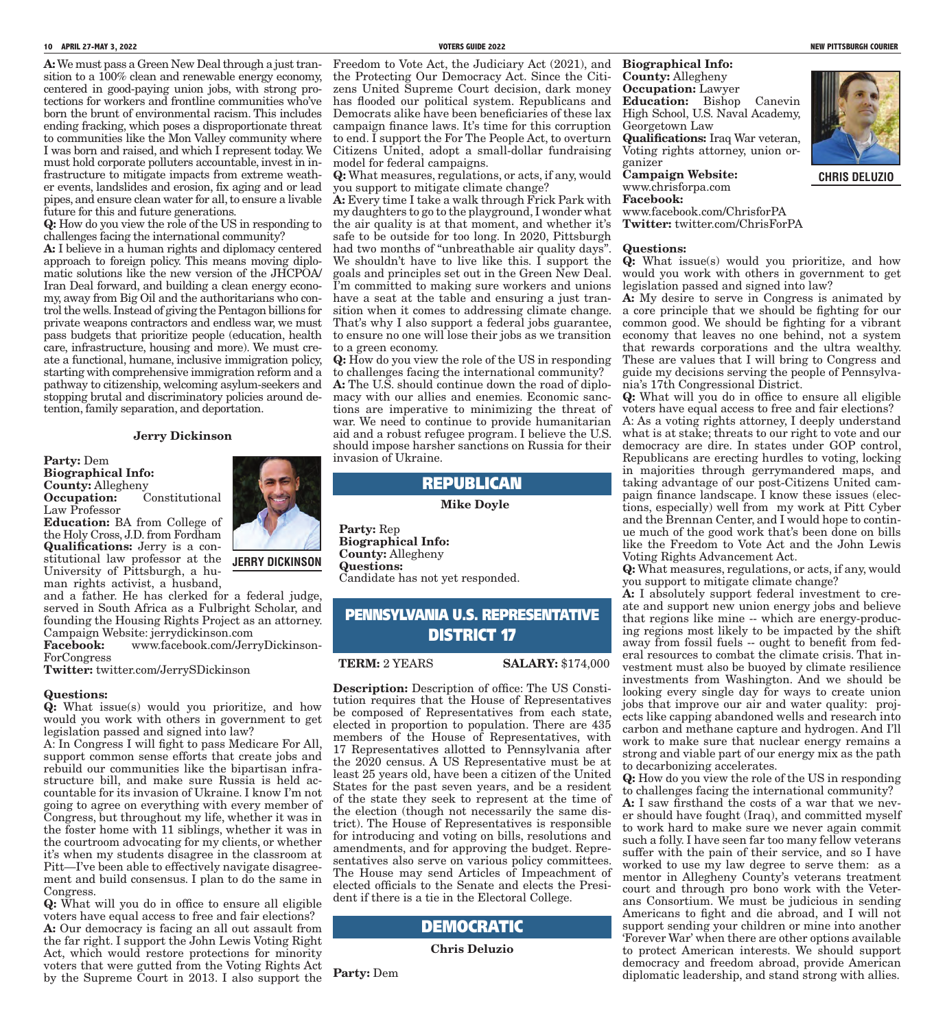**A:** We must pass a Green New Deal through a just transition to a 100% clean and renewable energy economy, centered in good-paying union jobs, with strong protections for workers and frontline communities who've born the brunt of environmental racism. This includes ending fracking, which poses a disproportionate threat to communities like the Mon Valley community where I was born and raised, and which I represent today. We must hold corporate polluters accountable, invest in infrastructure to mitigate impacts from extreme weather events, landslides and erosion, fix aging and or lead pipes, and ensure clean water for all, to ensure a livable future for this and future generations.

**Q:** How do you view the role of the US in responding to challenges facing the international community?

**A:** I believe in a human rights and diplomacy centered approach to foreign policy. This means moving diplomatic solutions like the new version of the JHCPOA/ Iran Deal forward, and building a clean energy economy, away from Big Oil and the authoritarians who control the wells. Instead of giving the Pentagon billions for private weapons contractors and endless war, we must pass budgets that prioritize people (education, health care, infrastructure, housing and more). We must create a functional, humane, inclusive immigration policy, starting with comprehensive immigration reform and a pathway to citizenship, welcoming asylum-seekers and stopping brutal and discriminatory policies around detention, family separation, and deportation.

### Jerry Dickinson

**Party:** Dem

**Biographical Info:**

**County:** Allegheny

**Occupation:** Constitutional Law Professor

**Education:** BA from College of the Holy Cross, J.D. from Fordham

**Qualifications:** Jerry is a constitutional law professor at the University of Pittsburgh, a human rights activist, a husband, and a father. He has clerked for a federal judge, served in South Africa as a Fulbright Scholar, and founding the Housing Rights Project as an attorney.

Campaign Website: jerrydickinson.com

**Facebook:** www.facebook.com/JerryDickinson-ForCongress

**Twitter:** twitter.com/JerrySDickinson

JERRY DICKINSON

**Questions:**

**Q:** What issue(s) would you prioritize, and how would you work with others in government to get legislation passed and signed into law?

A: In Congress I will fight to pass Medicare For All, support common sense efforts that create jobs and rebuild our communities like the bipartisan infrastructure bill, and make sure Russia is held accountable for its invasion of Ukraine. I know I'm not going to agree on everything with every member of Congress, but throughout my life, whether it was in the foster home with 11 siblings, whether it was in the courtroom advocating for my clients, or whether it's when my students disagree in the classroom at Pitt—I've been able to effectively navigate disagreement and build consensus. I plan to do the same in Congress.

**Q:** What will you do in office to ensure all eligible voters have equal access to free and fair elections?

**A:** Our democracy is facing an all out assault from the far right. I support the John Lewis Voting Right Act, which would restore protections for minority voters that were gutted from the Voting Rights Act by the Supreme Court in 2013. I also support the Freedom to Vote Act, the Judiciary Act (2021), and the Protecting Our Democracy Act. Since the Citizens United Supreme Court decision, dark money has flooded our political system. Republicans and Democrats alike have been beneficiaries of these lax campaign finance laws. It's time for this corruption to end. I support the For The People Act, to overturn Citizens United, adopt a small-dollar fundraising model for federal campaigns.

**Q:** What measures, regulations, or acts, if any, would you support to mitigate climate change?

**A:** Every time I take a walk through Frick Park with my daughters to go to the playground, I wonder what the air quality is at that moment, and whether it's safe to be outside for too long. In 2020, Pittsburgh had two months of "unbreathable air quality days". We shouldn't have to live like this. I support the goals and principles set out in the Green New Deal. I'm committed to making sure workers and unions have a seat at the table and ensuring a just transition when it comes to addressing climate change. That's why I also support a federal jobs guarantee, to ensure no one will lose their jobs as we transition to a green economy.

**Q:** How do you view the role of the US in responding to challenges facing the international community?

**A:** The U.S. should continue down the road of diplomacy with our allies and enemies. Economic sanctions are imperative to minimizing the threat of war. We need to continue to provide humanitarian aid and a robust refugee program. I believe the U.S. should impose harsher sanctions on Russia for their invasion of Ukraine.

## REPUBLICAN

### Mike Doyle

**Party:** Rep

**Biographical Info:**

**County:** Allegheny

**Questions:**

Candidate has not yet responded.

## PENNSYLVANIA U.S. REPRESENTATIVE DISTRICT 17

**TERM:** 2 YEARS **SALARY:** $174,000

**Description:** Description of office: The US Constitution requires that the House of Representatives be composed of Representatives from each state, elected in proportion to population. There are 435 members of the House of Representatives, with 17 Representatives allotted to Pennsylvania after the 2020 census. A US Representative must be at least 25 years old, have been a citizen of the United States for the past seven years, and be a resident of the state they seek to represent at the time of the election (though not necessarily the same district). The House of Representatives is responsible for introducing and voting on bills, resolutions and amendments, and for approving the budget. Representatives also serve on various policy committees. The House may send Articles of Impeachment of elected officials to the Senate and elects the President if there is a tie in the Electoral College.

## DEMOCRATIC

### Chris Deluzio

**Party:** Dem

**Biographical Info:**

**County:** Allegheny

**Occupation:** Lawyer

**Education:** Bishop Canevin High School, U.S. Naval Academy, Georgetown Law

**Qualifications:** Iraq War veteran, Voting rights attorney, union organizer

**Campaign Website:** www.chrisforpa.com

**Facebook:** www.facebook.com/ChrisforPA

**Twitter:** twitter.com/ChrisForPA

CHRIS DELUZIO

**Questions:**

**Q:** What issue(s) would you prioritize, and how would you work with others in government to get legislation passed and signed into law?

**A:** My desire to serve in Congress is animated by a core principle that we should be fighting for our common good. We should be fighting for a vibrant economy that leaves no one behind, not a system that rewards corporations and the ultra wealthy. These are values that I will bring to Congress and guide my decisions serving the people of Pennsylvania's 17th Congressional District.

**Q:** What will you do in office to ensure all eligible voters have equal access to free and fair elections?

A: As a voting rights attorney, I deeply understand what is at stake; threats to our right to vote and our democracy are dire. In states under GOP control, Republicans are erecting hurdles to voting, locking in majorities through gerrymandered maps, and taking advantage of our post-Citizens United campaign finance landscape. I know these issues (elections, especially) well from my work at Pitt Cyber and the Brennan Center, and I would hope to continue much of the good work that's been done on bills like the Freedom to Vote Act and the John Lewis Voting Rights Advancement Act.

**Q:** What measures, regulations, or acts, if any, would you support to mitigate climate change?

**A:** I absolutely support federal investment to create and support new union energy jobs and believe that regions like mine -- which are energy-producing regions most likely to be impacted by the shift away from fossil fuels -- ought to benefit from federal resources to combat the climate crisis. That investment must also be buoyed by climate resilience investments from Washington. And we should be looking every single day for ways to create union jobs that improve our air and water quality: projects like capping abandoned wells and research into carbon and methane capture and hydrogen. And I'll work to make sure that nuclear energy remains a strong and viable part of our energy mix as the path to decarbonizing accelerates.

**Q:** How do you view the role of the US in responding to challenges facing the international community?

**A:** I saw firsthand the costs of a war that we never should have fought (Iraq), and committed myself to work hard to make sure we never again commit such a folly. I have seen far too many fellow veterans suffer with the pain of their service, and so I have worked to use my law degree to serve them: as a mentor in Allegheny County's veterans treatment court and through pro bono work with the Veterans Consortium. We must be judicious in sending Americans to fight and die abroad, and I will not support sending your children or mine into another 'Forever War' when there are other options available to protect American interests. We should support democracy and freedom abroad, provide American diplomatic leadership, and stand strong with allies.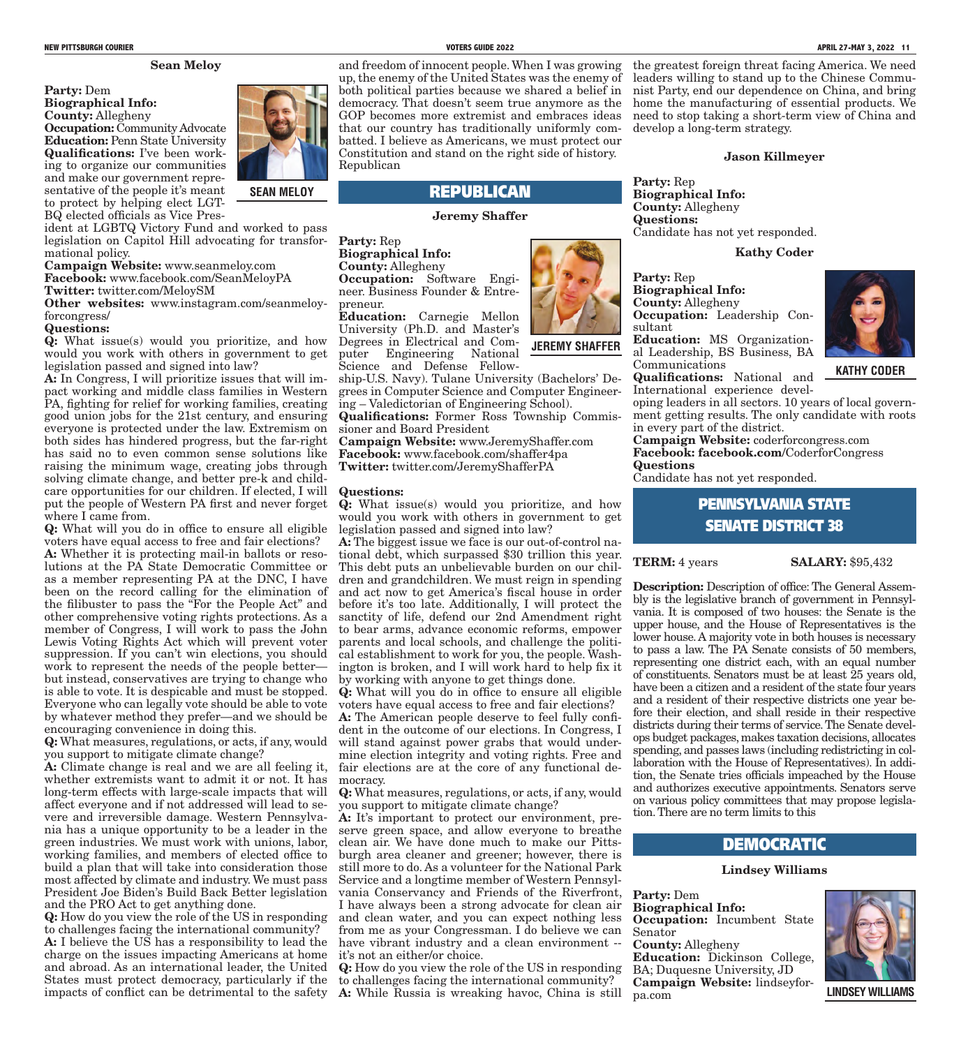### Sean Meloy

**Party:** Dem
**Biographical Info:**
**County:** Allegheny
**Occupation:** Community Advocate
**Education:** Penn State University
**Qualifications:** I've been working to organize our communities and make our government representative of the people it's meant to protect by helping elect LGTBQ elected officials as Vice President at LGBTQ Victory Fund and worked to pass legislation on Capitol Hill advocating for transformational policy.

SEAN MELOY

**Campaign Website:** www.seanmeloy.com
**Facebook:** www.facebook.com/SeanMeloyPA
**Twitter:** twitter.com/MeloySM
**Other websites:** www.instagram.com/seanmeloyforcongress/
**Questions:**

**Q:** What issue(s) would you prioritize, and how would you work with others in government to get legislation passed and signed into law?

**A:** In Congress, I will prioritize issues that will impact working and middle class families in Western PA, fighting for relief for working families, creating good union jobs for the 21st century, and ensuring everyone is protected under the law. Extremism on both sides has hindered progress, but the far-right has said no to even common sense solutions like raising the minimum wage, creating jobs through solving climate change, and better pre-k and childcare opportunities for our children. If elected, I will put the people of Western PA first and never forget where I came from.

**Q:** What will you do in office to ensure all eligible voters have equal access to free and fair elections?

**A:** Whether it is protecting mail-in ballots or resolutions at the PA State Democratic Committee or as a member representing PA at the DNC, I have been on the record calling for the elimination of the filibuster to pass the "For the People Act" and other comprehensive voting rights protections. As a member of Congress, I will work to pass the John Lewis Voting Rights Act which will prevent voter suppression. If you can't win elections, you should work to represent the needs of the people better—but instead, conservatives are trying to change who is able to vote. It is despicable and must be stopped. Everyone who can legally vote should be able to vote by whatever method they prefer—and we should be encouraging convenience in doing this.

**Q:** What measures, regulations, or acts, if any, would you support to mitigate climate change?

**A:** Climate change is real and we are all feeling it, whether extremists want to admit it or not. It has long-term effects with large-scale impacts that will affect everyone and if not addressed will lead to severe and irreversible damage. Western Pennsylvania has a unique opportunity to be a leader in the green industries. We must work with unions, labor, working families, and members of elected office to build a plan that will take into consideration those most affected by climate and industry. We must pass President Joe Biden's Build Back Better legislation and the PRO Act to get anything done.

**Q:** How do you view the role of the US in responding to challenges facing the international community?

**A:** I believe the US has a responsibility to lead the charge on the issues impacting Americans at home and abroad. As an international leader, the United States must protect democracy, particularly if the impacts of conflict can be detrimental to the safety and freedom of innocent people. When I was growing up, the enemy of the United States was the enemy of both political parties because we shared a belief in democracy. That doesn't seem true anymore as the GOP becomes more extremist and embraces ideas that our country has traditionally uniformly combatted. I believe as Americans, we must protect our Constitution and stand on the right side of history. Republican

## REPUBLICAN

### Jeremy Shaffer

**Party:** Rep
**Biographical Info:**
**County:** Allegheny
**Occupation:** Software Engineer. Business Founder & Entrepreneur.
**Education:** Carnegie Mellon University (Ph.D. and Master's Degrees in Electrical and Computer Engineering National Science and Defense Fellowship-U.S. Navy). Tulane University (Bachelors' Degrees in Computer Science and Computer Engineering – Valedictorian of Engineering School).

JEREMY SHAFFER

**Qualifications:** Former Ross Township Commissioner and Board President
**Campaign Website:** www.JeremyShaffer.com
**Facebook:** www.facebook.com/shaffer4pa
**Twitter:** twitter.com/JeremyShafferPA

**Questions:**

**Q:** What issue(s) would you prioritize, and how would you work with others in government to get legislation passed and signed into law?

**A:** The biggest issue we face is our out-of-control national debt, which surpassed $30 trillion this year. This debt puts an unbelievable burden on our children and grandchildren. We must reign in spending and act now to get America's fiscal house in order before it's too late. Additionally, I will protect the sanctity of life, defend our 2nd Amendment right to bear arms, advance economic reforms, empower parents and local schools, and challenge the political establishment to work for you, the people. Washington is broken, and I will work hard to help fix it by working with anyone to get things done.

**Q:** What will you do in office to ensure all eligible voters have equal access to free and fair elections?

**A:** The American people deserve to feel fully confident in the outcome of our elections. In Congress, I will stand against power grabs that would undermine election integrity and voting rights. Free and fair elections are at the core of any functional democracy.

**Q:** What measures, regulations, or acts, if any, would you support to mitigate climate change?

**A:** It's important to protect our environment, preserve green space, and allow everyone to breathe clean air. We have done much to make our Pittsburgh area cleaner and greener; however, there is still more to do. As a volunteer for the National Park Service and a longtime member of Western Pennsylvania Conservancy and Friends of the Riverfront, I have always been a strong advocate for clean air and clean water, and you can expect nothing less from me as your Congressman. I do believe we can have vibrant industry and a clean environment -- it's not an either/or choice.

**Q:** How do you view the role of the US in responding to challenges facing the international community?

**A:** While Russia is wreaking havoc, China is still the greatest foreign threat facing America. We need leaders willing to stand up to the Chinese Communist Party, end our dependence on China, and bring home the manufacturing of essential products. We need to stop taking a short-term view of China and develop a long-term strategy.

### Jason Killmeyer

**Party:** Rep
**Biographical Info:**
**County:** Allegheny
**Questions:**
Candidate has not yet responded.

### Kathy Coder

**Party:** Rep
**Biographical Info:**
**County:** Allegheny
**Occupation:** Leadership Consultant
**Education:** MS Organizational Leadership, BS Business, BA Communications
**Qualifications:** National and International experience developing leaders in all sectors. 10 years of local government getting results. The only candidate with roots in every part of the district.

KATHY CODER

**Campaign Website:** coderforcongress.com
**Facebook: facebook.com/**CoderforCongress
**Questions**
Candidate has not yet responded.

## PENNSYLVANIA STATE SENATE DISTRICT 38

**TERM:** 4 years **SALARY:** $95,432

**Description:** Description of office: The General Assembly is the legislative branch of government in Pennsylvania. It is composed of two houses: the Senate is the upper house, and the House of Representatives is the lower house. A majority vote in both houses is necessary to pass a law. The PA Senate consists of 50 members, representing one district each, with an equal number of constituents. Senators must be at least 25 years old, have been a citizen and a resident of the state four years and a resident of their respective districts one year before their election, and shall reside in their respective districts during their terms of service. The Senate develops budget packages, makes taxation decisions, allocates spending, and passes laws (including redistricting in collaboration with the House of Representatives). In addition, the Senate tries officials impeached by the House and authorizes executive appointments. Senators serve on various policy committees that may propose legislation. There are no term limits to this

## DEMOCRATIC

### Lindsey Williams

**Party:** Dem
**Biographical Info:**
**Occupation:** Incumbent State Senator
**County:** Allegheny
**Education:** Dickinson College, BA; Duquesne University, JD
**Campaign Website:** lindseyforpa.com

LINDSEY WILLIAMS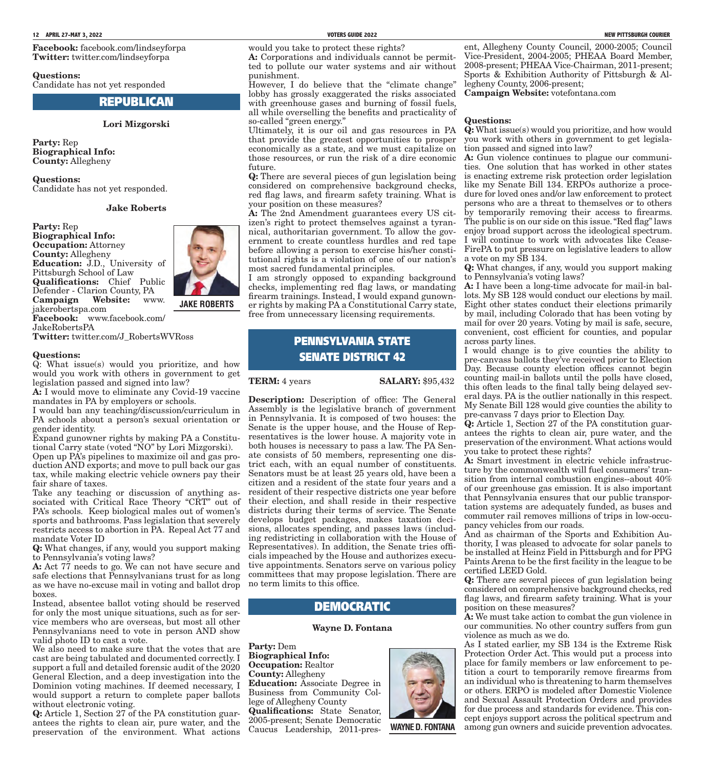**Facebook:** facebook.com/lindseyforpa
**Twitter:** twitter.com/lindseyforpa

**Questions:**
Candidate has not yet responded

## REPUBLICAN

### Lori Mizgorski

**Party:** Rep
**Biographical Info:**
**County:** Allegheny

**Questions:**
Candidate has not yet responded.

### Jake Roberts

**Party:** Rep
**Biographical Info:**
**Occupation:** Attorney
**County:** Allegheny
**Education:** J.D., University of Pittsburgh School of Law
**Qualifications:** Chief Public Defender - Clarion County, PA
**Campaign Website:** www.jakerobertspa.com
**Facebook:** www.facebook.com/JakeRobertsPA
**Twitter:** twitter.com/J_RobertsWVRoss

JAKE ROBERTS

**Questions:**
Q: What issue(s) would you prioritize, and how would you work with others in government to get legislation passed and signed into law?
**A:** I would move to eliminate any Covid-19 vaccine mandates in PA by employers or schools.
I would ban any teaching/discussion/curriculum in PA schools about a person's sexual orientation or gender identity.
Expand gunowner rights by making PA a Constitutional Carry state (voted "NO" by Lori Mizgorski).
Open up PA's pipelines to maximize oil and gas production AND exports; and move to pull back our gas tax, while making electric vehicle owners pay their fair share of taxes.
Take any teaching or discussion of anything associated with Critical Race Theory "CRT" out of PA's schools. Keep biological males out of women's sports and bathrooms. Pass legislation that severely restricts access to abortion in PA. Repeal Act 77 and mandate Voter ID
**Q:** What changes, if any, would you support making to Pennsylvania's voting laws?
**A:** Act 77 needs to go. We can not have secure and safe elections that Pennsylvanians trust for as long as we have no-excuse mail in voting and ballot drop boxes.
Instead, absentee ballot voting should be reserved for only the most unique situations, such as for service members who are overseas, but most all other Pennsylvanians need to vote in person AND show valid photo ID to cast a vote.
We also need to make sure that the votes that are cast are being tabulated and documented correctly. I support a full and detailed forensic audit of the 2020 General Election, and a deep investigation into the Dominion voting machines. If deemed necessary, I would support a return to complete paper ballots without electronic voting.
**Q:** Article 1, Section 27 of the PA constitution guarantees the rights to clean air, pure water, and the preservation of the environment. What actions would you take to protect these rights?
**A:** Corporations and individuals cannot be permitted to pollute our water systems and air without punishment.
However, I do believe that the "climate change" lobby has grossly exaggerated the risks associated with greenhouse gases and burning of fossil fuels, all while overselling the benefits and practicality of so-called "green energy."
Ultimately, it is our oil and gas resources in PA that provide the greatest opportunities to prosper economically as a state, and we must capitalize on those resources, or run the risk of a dire economic future.
**Q:** There are several pieces of gun legislation being considered on comprehensive background checks, red flag laws, and firearm safety training. What is your position on these measures?
**A:** The 2nd Amendment guarantees every US citizen's right to protect themselves against a tyrannical, authoritarian government. To allow the government to create countless hurdles and red tape before allowing a person to exercise his/her constitutional rights is a violation of one of our nation's most sacred fundamental principles.
I am strongly opposed to expanding background checks, implementing red flag laws, or mandating firearm trainings. Instead, I would expand gunowner rights by making PA a Constitutional Carry state, free from unnecessary licensing requirements.

## PENNSYLVANIA STATE SENATE DISTRICT 42

**TERM:** 4 years **SALARY:** $95,432

**Description:** Description of office: The General Assembly is the legislative branch of government in Pennsylvania. It is composed of two houses: the Senate is the upper house, and the House of Representatives is the lower house. A majority vote in both houses is necessary to pass a law. The PA Senate consists of 50 members, representing one district each, with an equal number of constituents. Senators must be at least 25 years old, have been a citizen and a resident of the state four years and a resident of their respective districts one year before their election, and shall reside in their respective districts during their terms of service. The Senate develops budget packages, makes taxation decisions, allocates spending, and passes laws (including redistricting in collaboration with the House of Representatives). In addition, the Senate tries officials impeached by the House and authorizes executive appointments. Senators serve on various policy committees that may propose legislation. There are no term limits to this office.

## DEMOCRATIC

### Wayne D. Fontana

**Party:** Dem
**Biographical Info:**
**Occupation:** Realtor
**County:** Allegheny
**Education:** Associate Degree in Business from Community College of Allegheny County
**Qualifications:** State Senator, 2005-present; Senate Democratic Caucus Leadership, 2011-present, Allegheny County Council, 2000-2005; Council Vice-President, 2004-2005; PHEAA Board Member, 2008-present; PHEAA Vice-Chairman, 2011-present; Sports & Exhibition Authority of Pittsburgh & Allegheny County, 2006-present;
**Campaign Website:** votefontana.com

WAYNE D. FONTANA

**Questions:**
**Q:** What issue(s) would you prioritize, and how would you work with others in government to get legislation passed and signed into law?
**A:** Gun violence continues to plague our communities. One solution that has worked in other states is enacting extreme risk protection order legislation like my Senate Bill 134. ERPOs authorize a procedure for loved ones and/or law enforcement to protect persons who are a threat to themselves or to others by temporarily removing their access to firearms. The public is on our side on this issue. "Red flag" laws enjoy broad support across the ideological spectrum. I will continue to work with advocates like CeaseFirePA to put pressure on legislative leaders to allow a vote on my SB 134.
**Q:** What changes, if any, would you support making to Pennsylvania's voting laws?
**A:** I have been a long-time advocate for mail-in ballots. My SB 128 would conduct our elections by mail. Eight other states conduct their elections primarily by mail, including Colorado that has been voting by mail for over 20 years. Voting by mail is safe, secure, convenient, cost efficient for counties, and popular across party lines.
I would change is to give counties the ability to pre-canvass ballots they've received prior to Election Day. Because county election offices cannot begin counting mail-in ballots until the polls have closed, this often leads to the final tally being delayed several days. PA is the outlier nationally in this respect. My Senate Bill 128 would give counties the ability to pre-canvass 7 days prior to Election Day.
**Q:** Article 1, Section 27 of the PA constitution guarantees the rights to clean air, pure water, and the preservation of the environment. What actions would you take to protect these rights?
**A:** Smart investment in electric vehicle infrastructure by the commonwealth will fuel consumers' transition from internal combustion engines--about 40% of our greenhouse gas emission. It is also important that Pennsylvania ensures that our public transportation systems are adequately funded, as buses and commuter rail removes millions of trips in low-occupancy vehicles from our roads.
And as chairman of the Sports and Exhibition Authority, I was pleased to advocate for solar panels to be installed at Heinz Field in Pittsburgh and for PPG Paints Arena to be the first facility in the league to be certified LEED Gold.
**Q:** There are several pieces of gun legislation being considered on comprehensive background checks, red flag laws, and firearm safety training. What is your position on these measures?
**A:** We must take action to combat the gun violence in our communities. No other country suffers from gun violence as much as we do.
As I stated earlier, my SB 134 is the Extreme Risk Protection Order Act. This would put a process into place for family members or law enforcement to petition a court to temporarily remove firearms from an individual who is threatening to harm themselves or others. ERPO is modeled after Domestic Violence and Sexual Assault Protection Orders and provides for due process and standards for evidence. This concept enjoys support across the political spectrum and among gun owners and suicide prevention advocates.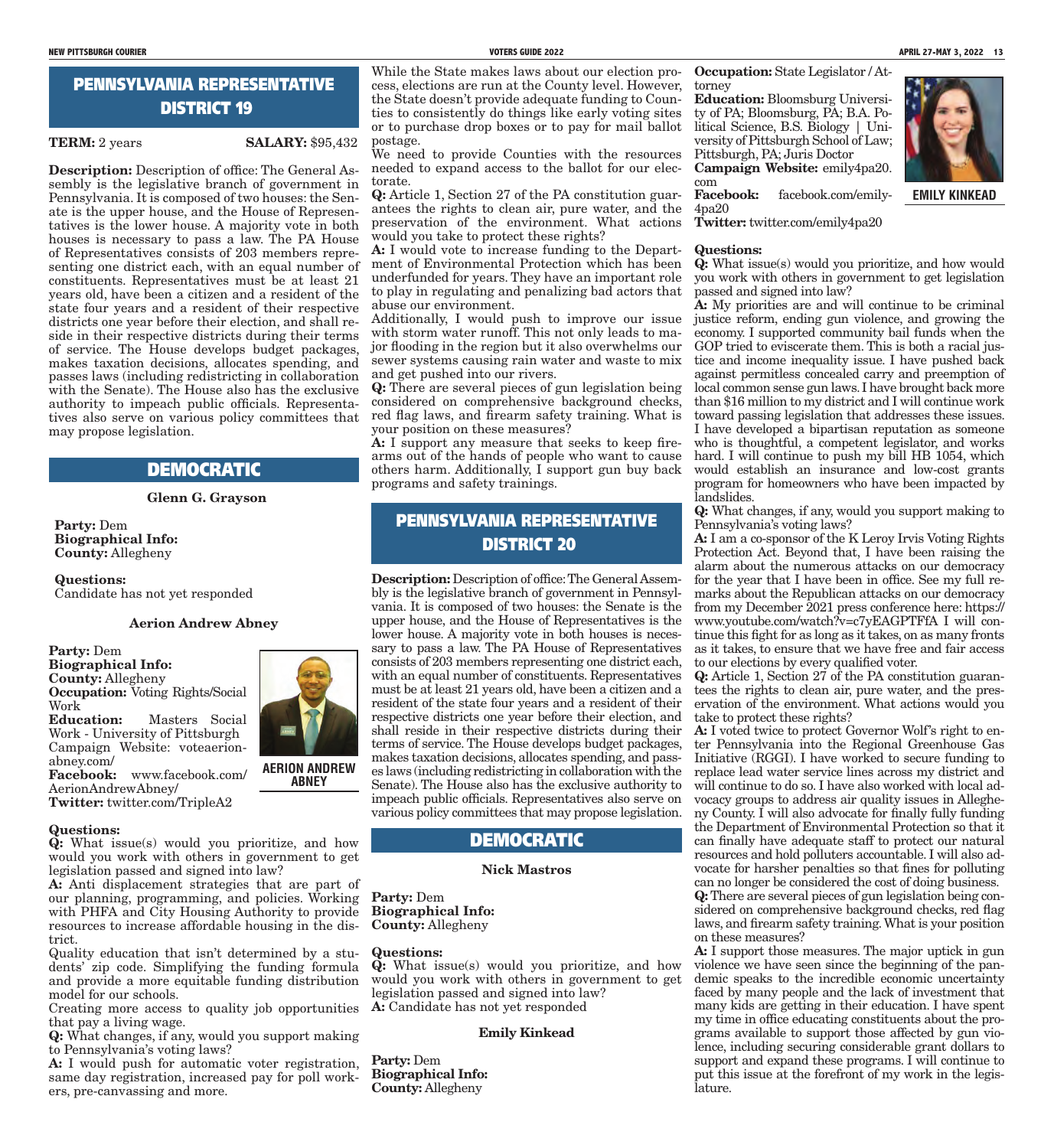## PENNSYLVANIA REPRESENTATIVE DISTRICT 19

**TERM:** 2 years **SALARY:** $95,432

**Description:** Description of office: The General Assembly is the legislative branch of government in Pennsylvania. It is composed of two houses: the Senate is the upper house, and the House of Representatives is the lower house. A majority vote in both houses is necessary to pass a law. The PA House of Representatives consists of 203 members representing one district each, with an equal number of constituents. Representatives must be at least 21 years old, have been a citizen and a resident of the state four years and a resident of their respective districts one year before their election, and shall reside in their respective districts during their terms of service. The House develops budget packages, makes taxation decisions, allocates spending, and passes laws (including redistricting in collaboration with the Senate). The House also has the exclusive authority to impeach public officials. Representatives also serve on various policy committees that may propose legislation.

### DEMOCRATIC

**Glenn G. Grayson**

**Party:** Dem
**Biographical Info:**
**County:** Allegheny

**Questions:**
Candidate has not yet responded

**Aerion Andrew Abney**

**Party:** Dem
**Biographical Info:**
**County:** Allegheny
**Occupation:** Voting Rights/Social Work
**Education:** Masters Social Work - University of Pittsburgh
Campaign Website: voteaerionabney.com/
**Facebook:** www.facebook.com/AerionAndrewAbney/
**Twitter:** twitter.com/TripleA2

AERION ANDREW ABNEY

**Questions:**

**Q:** What issue(s) would you prioritize, and how would you work with others in government to get legislation passed and signed into law?

**A:** Anti displacement strategies that are part of our planning, programming, and policies. Working with PHFA and City Housing Authority to provide resources to increase affordable housing in the district.

Quality education that isn't determined by a students' zip code. Simplifying the funding formula and provide a more equitable funding distribution model for our schools.

Creating more access to quality job opportunities that pay a living wage.

**Q:** What changes, if any, would you support making to Pennsylvania's voting laws?

**A:** I would push for automatic voter registration, same day registration, increased pay for poll workers, pre-canvassing and more.

While the State makes laws about our election process, elections are run at the County level. However, the State doesn't provide adequate funding to Counties to consistently do things like early voting sites or to purchase drop boxes or to pay for mail ballot postage.

We need to provide Counties with the resources needed to expand access to the ballot for our electorate.

**Q:** Article 1, Section 27 of the PA constitution guarantees the rights to clean air, pure water, and the preservation of the environment. What actions would you take to protect these rights?

**A:** I would vote to increase funding to the Department of Environmental Protection which has been underfunded for years. They have an important role to play in regulating and penalizing bad actors that abuse our environment.

Additionally, I would push to improve our issue with storm water runoff. This not only leads to major flooding in the region but it also overwhelms our sewer systems causing rain water and waste to mix and get pushed into our rivers.

**Q:** There are several pieces of gun legislation being considered on comprehensive background checks, red flag laws, and firearm safety training. What is your position on these measures?

**A:** I support any measure that seeks to keep firearms out of the hands of people who want to cause others harm. Additionally, I support gun buy back programs and safety trainings.

## PENNSYLVANIA REPRESENTATIVE DISTRICT 20

**Description:** Description of office: The General Assembly is the legislative branch of government in Pennsylvania. It is composed of two houses: the Senate is the upper house, and the House of Representatives is the lower house. A majority vote in both houses is necessary to pass a law. The PA House of Representatives consists of 203 members representing one district each, with an equal number of constituents. Representatives must be at least 21 years old, have been a citizen and a resident of the state four years and a resident of their respective districts one year before their election, and shall reside in their respective districts during their terms of service. The House develops budget packages, makes taxation decisions, allocates spending, and passes laws (including redistricting in collaboration with the Senate). The House also has the exclusive authority to impeach public officials. Representatives also serve on various policy committees that may propose legislation.

### DEMOCRATIC

**Nick Mastros**

**Party:** Dem
**Biographical Info:**
**County:** Allegheny

**Questions:**

**Q:** What issue(s) would you prioritize, and how would you work with others in government to get legislation passed and signed into law?

**A:** Candidate has not yet responded

**Emily Kinkead**

**Party:** Dem
**Biographical Info:**
**County:** Allegheny
**Occupation:** State Legislator / Attorney
**Education:** Bloomsburg University of PA; Bloomsburg, PA; B.A. Political Science, B.S. Biology | University of Pittsburgh School of Law; Pittsburgh, PA; Juris Doctor
**Campaign Website:** emily4pa20.com
**Facebook:** facebook.com/emily4pa20
**Twitter:** twitter.com/emily4pa20

EMILY KINKEAD

**Questions:**

**Q:** What issue(s) would you prioritize, and how would you work with others in government to get legislation passed and signed into law?

**A:** My priorities are and will continue to be criminal justice reform, ending gun violence, and growing the economy. I supported community bail funds when the GOP tried to eviscerate them. This is both a racial justice and income inequality issue. I have pushed back against permitless concealed carry and preemption of local common sense gun laws. I have brought back more than $16 million to my district and I will continue work toward passing legislation that addresses these issues. I have developed a bipartisan reputation as someone who is thoughtful, a competent legislator, and works hard. I will continue to push my bill HB 1054, which would establish an insurance and low-cost grants program for homeowners who have been impacted by landslides.

**Q:** What changes, if any, would you support making to Pennsylvania's voting laws?

**A:** I am a co-sponsor of the K Leroy Irvis Voting Rights Protection Act. Beyond that, I have been raising the alarm about the numerous attacks on our democracy for the year that I have been in office. See my full remarks about the Republican attacks on our democracy from my December 2021 press conference here: https://www.youtube.com/watch?v=c7yEAGPTFfA I will continue this fight for as long as it takes, on as many fronts as it takes, to ensure that we have free and fair access to our elections by every qualified voter.

**Q:** Article 1, Section 27 of the PA constitution guarantees the rights to clean air, pure water, and the preservation of the environment. What actions would you take to protect these rights?

**A:** I voted twice to protect Governor Wolf's right to enter Pennsylvania into the Regional Greenhouse Gas Initiative (RGGI). I have worked to secure funding to replace lead water service lines across my district and will continue to do so. I have also worked with local advocacy groups to address air quality issues in Allegheny County. I will also advocate for finally fully funding the Department of Environmental Protection so that it can finally have adequate staff to protect our natural resources and hold polluters accountable. I will also advocate for harsher penalties so that fines for polluting can no longer be considered the cost of doing business.

**Q:** There are several pieces of gun legislation being considered on comprehensive background checks, red flag laws, and firearm safety training. What is your position on these measures?

**A:** I support those measures. The major uptick in gun violence we have seen since the beginning of the pandemic speaks to the incredible economic uncertainty faced by many people and the lack of investment that many kids are getting in their education. I have spent my time in office educating constituents about the programs available to support those affected by gun violence, including securing considerable grant dollars to support and expand these programs. I will continue to put this issue at the forefront of my work in the legislature.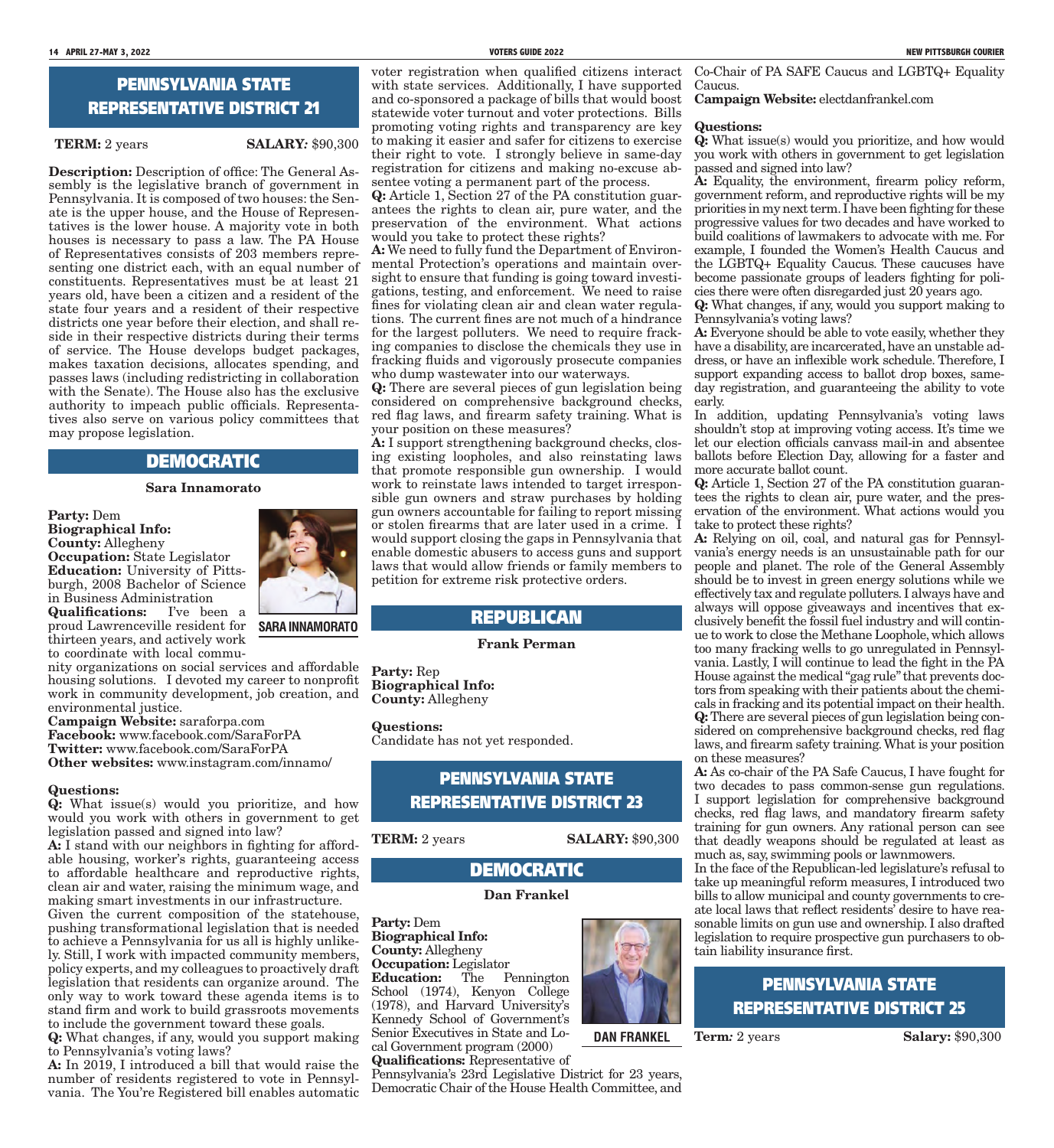## PENNSYLVANIA STATE REPRESENTATIVE DISTRICT 21

**TERM:** 2 years **SALARY:** $90,300

**Description:** Description of office: The General Assembly is the legislative branch of government in Pennsylvania. It is composed of two houses: the Senate is the upper house, and the House of Representatives is the lower house. A majority vote in both houses is necessary to pass a law. The PA House of Representatives consists of 203 members representing one district each, with an equal number of constituents. Representatives must be at least 21 years old, have been a citizen and a resident of the state four years and a resident of their respective districts one year before their election, and shall reside in their respective districts during their terms of service. The House develops budget packages, makes taxation decisions, allocates spending, and passes laws (including redistricting in collaboration with the Senate). The House also has the exclusive authority to impeach public officials. Representatives also serve on various policy committees that may propose legislation.

### DEMOCRATIC

**Sara Innamorato**

**Party:** Dem
**Biographical Info:**
**County:** Allegheny
**Occupation:** State Legislator
**Education:** University of Pittsburgh, 2008 Bachelor of Science in Business Administration
**Qualifications:** I've been a proud Lawrenceville resident for thirteen years, and actively work to coordinate with local community organizations on social services and affordable housing solutions. I devoted my career to nonprofit work in community development, job creation, and environmental justice.

SARA INNAMORATO

**Campaign Website:** saraforpa.com
**Facebook:** www.facebook.com/SaraForPA
**Twitter:** www.facebook.com/SaraForPA
**Other websites:** www.instagram.com/innamo/

**Questions:**

**Q:** What issue(s) would you prioritize, and how would you work with others in government to get legislation passed and signed into law?
**A:** I stand with our neighbors in fighting for affordable housing, worker's rights, guaranteeing access to affordable healthcare and reproductive rights, clean air and water, raising the minimum wage, and making smart investments in our infrastructure.
Given the current composition of the statehouse, pushing transformational legislation that is needed to achieve a Pennsylvania for us all is highly unlikely. Still, I work with impacted community members, policy experts, and my colleagues to proactively draft legislation that residents can organize around. The only way to work toward these agenda items is to stand firm and work to build grassroots movements to include the government toward these goals.

**Q:** What changes, if any, would you support making to Pennsylvania's voting laws?
**A:** In 2019, I introduced a bill that would raise the number of residents registered to vote in Pennsylvania. The You're Registered bill enables automatic voter registration when qualified citizens interact with state services. Additionally, I have supported and co-sponsored a package of bills that would boost statewide voter turnout and voter protections. Bills promoting voting rights and transparency are key to making it easier and safer for citizens to exercise their right to vote. I strongly believe in same-day registration for citizens and making no-excuse absentee voting a permanent part of the process.

**Q:** Article 1, Section 27 of the PA constitution guarantees the rights to clean air, pure water, and the preservation of the environment. What actions would you take to protect these rights?
**A:** We need to fully fund the Department of Environmental Protection's operations and maintain oversight to ensure that funding is going toward investigations, testing, and enforcement. We need to raise fines for violating clean air and clean water regulations. The current fines are not much of a hindrance for the largest polluters. We need to require fracking companies to disclose the chemicals they use in fracking fluids and vigorously prosecute companies who dump wastewater into our waterways.

**Q:** There are several pieces of gun legislation being considered on comprehensive background checks, red flag laws, and firearm safety training. What is your position on these measures?
**A:** I support strengthening background checks, closing existing loopholes, and also reinstating laws that promote responsible gun ownership. I would work to reinstate laws intended to target irresponsible gun owners and straw purchases by holding gun owners accountable for failing to report missing or stolen firearms that are later used in a crime. I would support closing the gaps in Pennsylvania that enable domestic abusers to access guns and support laws that would allow friends or family members to petition for extreme risk protective orders.

### REPUBLICAN

**Frank Perman**

**Party:** Rep
**Biographical Info:**
**County:** Allegheny

**Questions:**
Candidate has not yet responded.

## PENNSYLVANIA STATE REPRESENTATIVE DISTRICT 23

**TERM:** 2 years **SALARY:** $90,300

### DEMOCRATIC

**Dan Frankel**

**Party:** Dem
**Biographical Info:**
**County:** Allegheny
**Occupation:** Legislator
**Education:** The Pennington School (1974), Kenyon College (1978), and Harvard University's Kennedy School of Government's Senior Executives in State and Local Government program (2000)
**Qualifications:** Representative of Pennsylvania's 23rd Legislative District for 23 years, Democratic Chair of the House Health Committee, and Co-Chair of PA SAFE Caucus and LGBTQ+ Equality Caucus.

DAN FRANKEL

**Campaign Website:** electdanfrankel.com

**Questions:**

**Q:** What issue(s) would you prioritize, and how would you work with others in government to get legislation passed and signed into law?
**A:** Equality, the environment, firearm policy reform, government reform, and reproductive rights will be my priorities in my next term. I have been fighting for these progressive values for two decades and have worked to build coalitions of lawmakers to advocate with me. For example, I founded the Women's Health Caucus and the LGBTQ+ Equality Caucus. These caucuses have become passionate groups of leaders fighting for policies there were often disregarded just 20 years ago.

**Q:** What changes, if any, would you support making to Pennsylvania's voting laws?
**A:** Everyone should be able to vote easily, whether they have a disability, are incarcerated, have an unstable address, or have an inflexible work schedule. Therefore, I support expanding access to ballot drop boxes, same-day registration, and guaranteeing the ability to vote early.
In addition, updating Pennsylvania's voting laws shouldn't stop at improving voting access. It's time we let our election officials canvass mail-in and absentee ballots before Election Day, allowing for a faster and more accurate ballot count.

**Q:** Article 1, Section 27 of the PA constitution guarantees the rights to clean air, pure water, and the preservation of the environment. What actions would you take to protect these rights?
**A:** Relying on oil, coal, and natural gas for Pennsylvania's energy needs is an unsustainable path for our people and planet. The role of the General Assembly should be to invest in green energy solutions while we effectively tax and regulate polluters. I always have and always will oppose giveaways and incentives that exclusively benefit the fossil fuel industry and will continue to work to close the Methane Loophole, which allows too many fracking wells to go unregulated in Pennsylvania. Lastly, I will continue to lead the fight in the PA House against the medical "gag rule" that prevents doctors from speaking with their patients about the chemicals in fracking and its potential impact on their health.

**Q:** There are several pieces of gun legislation being considered on comprehensive background checks, red flag laws, and firearm safety training. What is your position on these measures?
**A:** As co-chair of the PA Safe Caucus, I have fought for two decades to pass common-sense gun regulations. I support legislation for comprehensive background checks, red flag laws, and mandatory firearm safety training for gun owners. Any rational person can see that deadly weapons should be regulated at least as much as, say, swimming pools or lawnmowers.
In the face of the Republican-led legislature's refusal to take up meaningful reform measures, I introduced two bills to allow municipal and county governments to create local laws that reflect residents' desire to have reasonable limits on gun use and ownership. I also drafted legislation to require prospective gun purchasers to obtain liability insurance first.

## PENNSYLVANIA STATE REPRESENTATIVE DISTRICT 25

**Term:** 2 years **Salary:** $90,300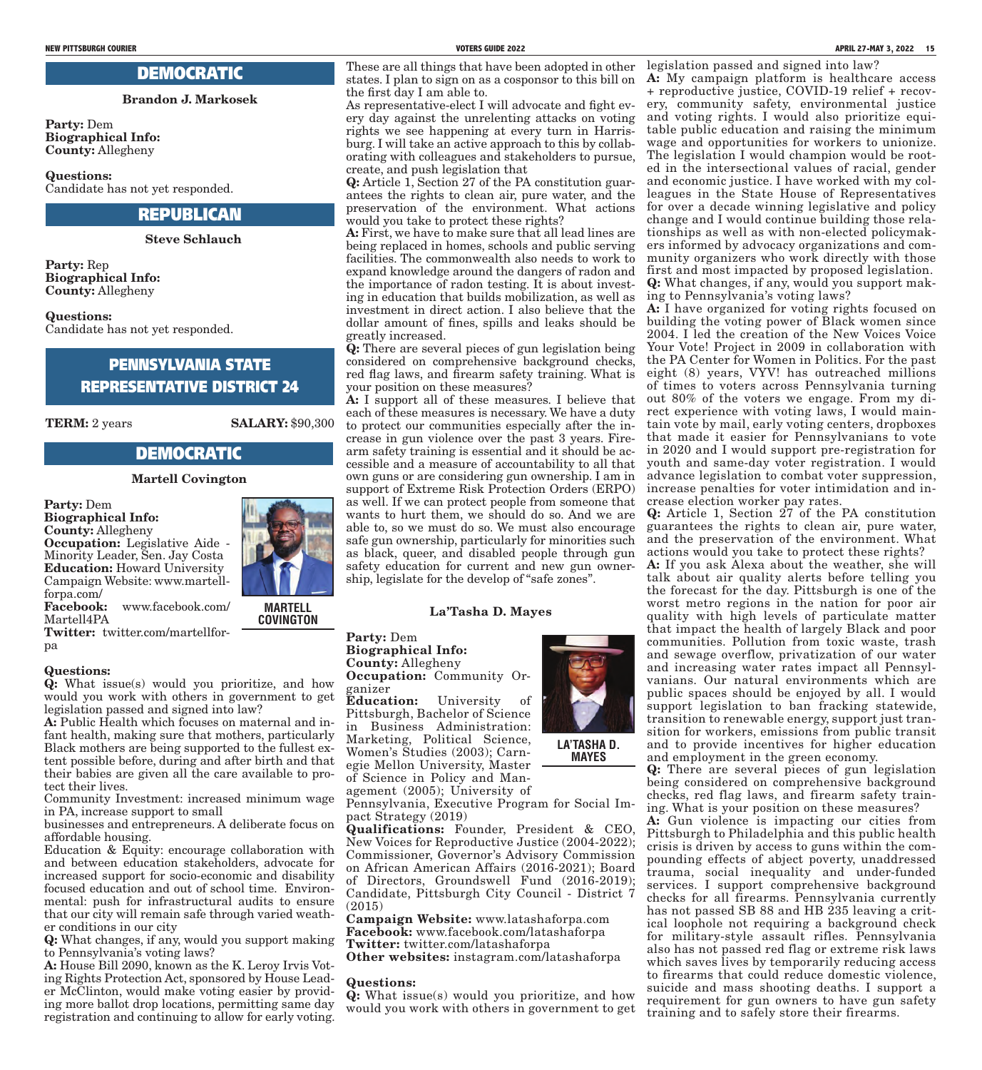## DEMOCRATIC

**Brandon J. Markosek**

**Party:** Dem
**Biographical Info:**
**County:** Allegheny

**Questions:**
Candidate has not yet responded.

## REPUBLICAN

**Steve Schlauch**

**Party:** Rep
**Biographical Info:**
**County:** Allegheny

**Questions:**
Candidate has not yet responded.

# PENNSYLVANIA STATE REPRESENTATIVE DISTRICT 24

**TERM:** 2 years **SALARY:** $90,300

## DEMOCRATIC

**Martell Covington**

**Party:** Dem
**Biographical Info:**
**County:** Allegheny
**Occupation:** Legislative Aide - Minority Leader, Sen. Jay Costa
**Education:** Howard University
Campaign Website: www.martellforpa.com/
**Facebook:** www.facebook.com/Martell4PA
**Twitter:** twitter.com/martellforpa

MARTELL COVINGTON

**Questions:**

**Q:** What issue(s) would you prioritize, and how would you work with others in government to get legislation passed and signed into law?

**A:** Public Health which focuses on maternal and infant health, making sure that mothers, particularly Black mothers are being supported to the fullest extent possible before, during and after birth and that their babies are given all the care available to protect their lives.

Community Investment: increased minimum wage in PA, increase support to small
businesses and entrepreneurs. A deliberate focus on affordable housing.

Education & Equity: encourage collaboration with and between education stakeholders, advocate for increased support for socio-economic and disability focused education and out of school time. Environmental: push for infrastructural audits to ensure that our city will remain safe through varied weather conditions in our city

**Q:** What changes, if any, would you support making to Pennsylvania's voting laws?

**A:** House Bill 2090, known as the K. Leroy Irvis Voting Rights Protection Act, sponsored by House Leader McClinton, would make voting easier by providing more ballot drop locations, permitting same day registration and continuing to allow for early voting. These are all things that have been adopted in other states. I plan to sign on as a cosponsor to this bill on the first day I am able to.

As representative-elect I will advocate and fight every day against the unrelenting attacks on voting rights we see happening at every turn in Harrisburg. I will take an active approach to this by collaborating with colleagues and stakeholders to pursue, create, and push legislation that

**Q:** Article 1, Section 27 of the PA constitution guarantees the rights to clean air, pure water, and the preservation of the environment. What actions would you take to protect these rights?

**A:** First, we have to make sure that all lead lines are being replaced in homes, schools and public serving facilities. The commonwealth also needs to work to expand knowledge around the dangers of radon and the importance of radon testing. It is about investing in education that builds mobilization, as well as investment in direct action. I also believe that the dollar amount of fines, spills and leaks should be greatly increased.

**Q:** There are several pieces of gun legislation being considered on comprehensive background checks, red flag laws, and firearm safety training. What is your position on these measures?

**A:** I support all of these measures. I believe that each of these measures is necessary. We have a duty to protect our communities especially after the increase in gun violence over the past 3 years. Firearm safety training is essential and it should be accessible and a measure of accountability to all that own guns or are considering gun ownership. I am in support of Extreme Risk Protection Orders (ERPO) as well. If we can protect people from someone that wants to hurt them, we should do so. And we are able to, so we must do so. We must also encourage safe gun ownership, particularly for minorities such as black, queer, and disabled people through gun safety education for current and new gun ownership, legislate for the develop of "safe zones".

**La'Tasha D. Mayes**

**Party:** Dem
**Biographical Info:**
**County:** Allegheny
**Occupation:** Community Organizer
**Education:** University of Pittsburgh, Bachelor of Science in Business Administration: Marketing, Political Science, Women's Studies (2003); Carnegie Mellon University, Master of Science in Policy and Management (2005); University of Pennsylvania, Executive Program for Social Impact Strategy (2019)
**Qualifications:** Founder, President & CEO, New Voices for Reproductive Justice (2004-2022); Commissioner, Governor's Advisory Commission on African American Affairs (2016-2021); Board of Directors, Groundswell Fund (2016-2019); Candidate, Pittsburgh City Council - District 7 (2015)
**Campaign Website:** www.latashaforpa.com
**Facebook:** www.facebook.com/latashaforpa
**Twitter:** twitter.com/latashaforpa
**Other websites:** instagram.com/latashaforpa

LA'TASHA D. MAYES

**Questions:**

**Q:** What issue(s) would you prioritize, and how would you work with others in government to get legislation passed and signed into law?

**A:** My campaign platform is healthcare access + reproductive justice, COVID-19 relief + recovery, community safety, environmental justice and voting rights. I would also prioritize equitable public education and raising the minimum wage and opportunities for workers to unionize. The legislation I would champion would be rooted in the intersectional values of racial, gender and economic justice. I have worked with my colleagues in the State House of Representatives for over a decade winning legislative and policy change and I would continue building those relationships as well as with non-elected policymakers informed by advocacy organizations and community organizers who work directly with those first and most impacted by proposed legislation.

**Q:** What changes, if any, would you support making to Pennsylvania's voting laws?

**A:** I have organized for voting rights focused on building the voting power of Black women since 2004. I led the creation of the New Voices Voice Your Vote! Project in 2009 in collaboration with the PA Center for Women in Politics. For the past eight (8) years, VYV! has outreached millions of times to voters across Pennsylvania turning out 80% of the voters we engage. From my direct experience with voting laws, I would maintain vote by mail, early voting centers, dropboxes that made it easier for Pennsylvanians to vote in 2020 and I would support pre-registration for youth and same-day voter registration. I would advance legislation to combat voter suppression, increase penalties for voter intimidation and increase election worker pay rates.

**Q:** Article 1, Section 27 of the PA constitution guarantees the rights to clean air, pure water, and the preservation of the environment. What actions would you take to protect these rights?

**A:** If you ask Alexa about the weather, she will talk about air quality alerts before telling you the forecast for the day. Pittsburgh is one of the worst metro regions in the nation for poor air quality with high levels of particulate matter that impact the health of largely Black and poor communities. Pollution from toxic waste, trash and sewage overflow, privatization of our water and increasing water rates impact all Pennsylvanians. Our natural environments which are public spaces should be enjoyed by all. I would support legislation to ban fracking statewide, transition to renewable energy, support just transition for workers, emissions from public transit and to provide incentives for higher education and employment in the green economy.

**Q:** There are several pieces of gun legislation being considered on comprehensive background checks, red flag laws, and firearm safety training. What is your position on these measures?

**A:** Gun violence is impacting our cities from Pittsburgh to Philadelphia and this public health crisis is driven by access to guns within the compounding effects of abject poverty, unaddressed trauma, social inequality and under-funded services. I support comprehensive background checks for all firearms. Pennsylvania currently has not passed SB 88 and HB 235 leaving a critical loophole not requiring a background check for military-style assault rifles. Pennsylvania also has not passed red flag or extreme risk laws which saves lives by temporarily reducing access to firearms that could reduce domestic violence, suicide and mass shooting deaths. I support a requirement for gun owners to have gun safety training and to safely store their firearms.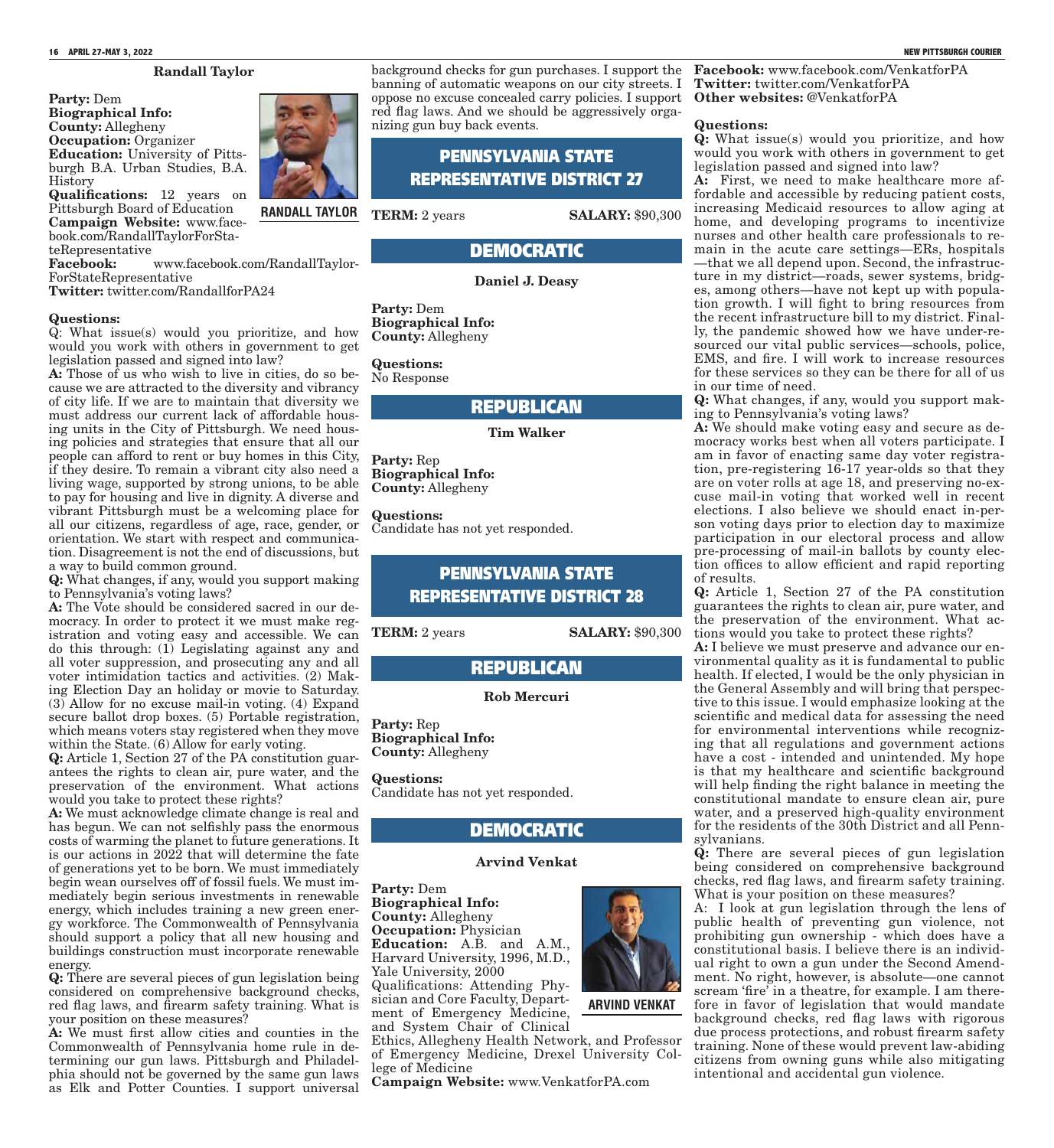### Randall Taylor

**Party:** Dem
**Biographical Info:**
**County:** Allegheny
**Occupation:** Organizer
**Education:** University of Pittsburgh B.A. Urban Studies, B.A. History
**Qualifications:** 12 years on Pittsburgh Board of Education
**Campaign Website:** www.facebook.com/RandallTaylorForStateRepresentative
**Facebook:** www.facebook.com/RandallTaylorForStateRepresentative
**Twitter:** twitter.com/RandallforPA24

RANDALL TAYLOR

**Questions:**

Q: What issue(s) would you prioritize, and how would you work with others in government to get legislation passed and signed into law?

**A:** Those of us who wish to live in cities, do so because we are attracted to the diversity and vibrancy of city life. If we are to maintain that diversity we must address our current lack of affordable housing units in the City of Pittsburgh. We need housing policies and strategies that ensure that all our people can afford to rent or buy homes in this City, if they desire. To remain a vibrant city also need a living wage, supported by strong unions, to be able to pay for housing and live in dignity. A diverse and vibrant Pittsburgh must be a welcoming place for all our citizens, regardless of age, race, gender, or orientation. We start with respect and communication. Disagreement is not the end of discussions, but a way to build common ground.

**Q:** What changes, if any, would you support making to Pennsylvania's voting laws?

**A:** The Vote should be considered sacred in our democracy. In order to protect it we must make registration and voting easy and accessible. We can do this through: (1) Legislating against any and all voter suppression, and prosecuting any and all voter intimidation tactics and activities. (2) Making Election Day an holiday or movie to Saturday. (3) Allow for no excuse mail-in voting. (4) Expand secure ballot drop boxes. (5) Portable registration, which means voters stay registered when they move within the State. (6) Allow for early voting.

**Q:** Article 1, Section 27 of the PA constitution guarantees the rights to clean air, pure water, and the preservation of the environment. What actions would you take to protect these rights?

**A:** We must acknowledge climate change is real and has begun. We can not selfishly pass the enormous costs of warming the planet to future generations. It is our actions in 2022 that will determine the fate of generations yet to be born. We must immediately begin wean ourselves off of fossil fuels. We must immediately begin serious investments in renewable energy, which includes training a new green energy workforce. The Commonwealth of Pennsylvania should support a policy that all new housing and buildings construction must incorporate renewable energy.

**Q:** There are several pieces of gun legislation being considered on comprehensive background checks, red flag laws, and firearm safety training. What is your position on these measures?

**A:** We must first allow cities and counties in the Commonwealth of Pennsylvania home rule in determining our gun laws. Pittsburgh and Philadelphia should not be governed by the same gun laws as Elk and Potter Counties. I support universal background checks for gun purchases. I support the banning of automatic weapons on our city streets. I oppose no excuse concealed carry policies. I support red flag laws. And we should be aggressively organizing gun buy back events.

## PENNSYLVANIA STATE REPRESENTATIVE DISTRICT 27

**TERM:** 2 years **SALARY:** $90,300

## DEMOCRATIC

### Daniel J. Deasy

**Party:** Dem
**Biographical Info:**
**County:** Allegheny

**Questions:**
No Response

## REPUBLICAN

### Tim Walker

**Party:** Rep
**Biographical Info:**
**County:** Allegheny

**Questions:**
Candidate has not yet responded.

## PENNSYLVANIA STATE REPRESENTATIVE DISTRICT 28

**TERM:** 2 years **SALARY:** $90,300

## REPUBLICAN

### Rob Mercuri

**Party:** Rep
**Biographical Info:**
**County:** Allegheny

**Questions:**
Candidate has not yet responded.

## DEMOCRATIC

### Arvind Venkat

**Party:** Dem
**Biographical Info:**
**County:** Allegheny
**Occupation:** Physician
**Education:** A.B. and A.M., Harvard University, 1996, M.D., Yale University, 2000
Qualifications: Attending Physician and Core Faculty, Department of Emergency Medicine, and System Chair of Clinical Ethics, Allegheny Health Network, and Professor of Emergency Medicine, Drexel University College of Medicine
**Campaign Website:** www.VenkatforPA.com
**Facebook:** www.facebook.com/VenkatforPA
**Twitter:** twitter.com/VenkatforPA
**Other websites:** @VenkatforPA

ARVIND VENKAT

**Questions:**

**Q:** What issue(s) would you prioritize, and how would you work with others in government to get legislation passed and signed into law?

**A:** First, we need to make healthcare more affordable and accessible by reducing patient costs, increasing Medicaid resources to allow aging at home, and developing programs to incentivize nurses and other health care professionals to remain in the acute care settings—ERs, hospitals —that we all depend upon. Second, the infrastructure in my district—roads, sewer systems, bridges, among others—have not kept up with population growth. I will fight to bring resources from the recent infrastructure bill to my district. Finally, the pandemic showed how we have under-resourced our vital public services—schools, police, EMS, and fire. I will work to increase resources for these services so they can be there for all of us in our time of need.

**Q:** What changes, if any, would you support making to Pennsylvania's voting laws?

**A:** We should make voting easy and secure as democracy works best when all voters participate. I am in favor of enacting same day voter registration, pre-registering 16-17 year-olds so that they are on voter rolls at age 18, and preserving no-excuse mail-in voting that worked well in recent elections. I also believe we should enact in-person voting days prior to election day to maximize participation in our electoral process and allow pre-processing of mail-in ballots by county election offices to allow efficient and rapid reporting of results.

**Q:** Article 1, Section 27 of the PA constitution guarantees the rights to clean air, pure water, and the preservation of the environment. What actions would you take to protect these rights?

**A:** I believe we must preserve and advance our environmental quality as it is fundamental to public health. If elected, I would be the only physician in the General Assembly and will bring that perspective to this issue. I would emphasize looking at the scientific and medical data for assessing the need for environmental interventions while recognizing that all regulations and government actions have a cost - intended and unintended. My hope is that my healthcare and scientific background will help finding the right balance in meeting the constitutional mandate to ensure clean air, pure water, and a preserved high-quality environment for the residents of the 30th District and all Pennsylvanians.

**Q:** There are several pieces of gun legislation being considered on comprehensive background checks, red flag laws, and firearm safety training. What is your position on these measures?

A: I look at gun legislation through the lens of public health of preventing gun violence, not prohibiting gun ownership - which does have a constitutional basis. I believe there is an individual right to own a gun under the Second Amendment. No right, however, is absolute—one cannot scream 'fire' in a theatre, for example. I am therefore in favor of legislation that would mandate background checks, red flag laws with rigorous due process protections, and robust firearm safety training. None of these would prevent law-abiding citizens from owning guns while also mitigating intentional and accidental gun violence.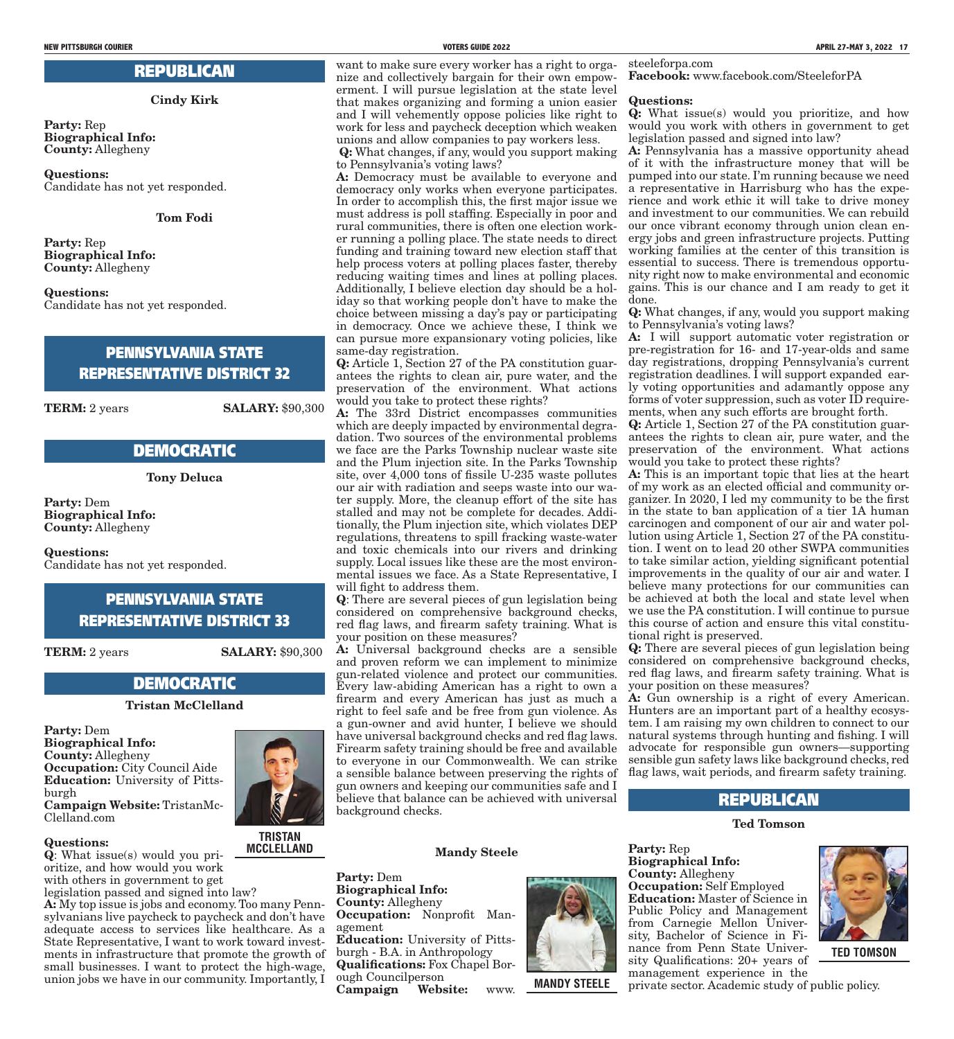## REPUBLICAN

**Cindy Kirk**

**Party:** Rep
**Biographical Info:**
**County:** Allegheny

**Questions:**
Candidate has not yet responded.

**Tom Fodi**

**Party:** Rep
**Biographical Info:**
**County:** Allegheny

**Questions:**
Candidate has not yet responded.

# PENNSYLVANIA STATE REPRESENTATIVE DISTRICT 32

**TERM:** 2 years **SALARY:** $90,300

## DEMOCRATIC

**Tony Deluca**

**Party:** Dem
**Biographical Info:**
**County:** Allegheny

**Questions:**
Candidate has not yet responded.

# PENNSYLVANIA STATE REPRESENTATIVE DISTRICT 33

**TERM:** 2 years **SALARY:** $90,300

## DEMOCRATIC

**Tristan McClelland**

**Party:** Dem
**Biographical Info:**
**County:** Allegheny
**Occupation:** City Council Aide
**Education:** University of Pittsburgh
**Campaign Website:** TristanMcClelland.com

TRISTAN MCCLELLAND

**Questions:**

**Q**: What issue(s) would you prioritize, and how would you work with others in government to get legislation passed and signed into law?

**A:** My top issue is jobs and economy. Too many Pennsylvanians live paycheck to paycheck and don't have adequate access to services like healthcare. As a State Representative, I want to work toward investments in infrastructure that promote the growth of small businesses. I want to protect the high-wage, union jobs we have in our community. Importantly, I want to make sure every worker has a right to organize and collectively bargain for their own empowerment. I will pursue legislation at the state level that makes organizing and forming a union easier and I will vehemently oppose policies like right to work for less and paycheck deception which weaken unions and allow companies to pay workers less.

**Q:** What changes, if any, would you support making to Pennsylvania's voting laws?

**A:** Democracy must be available to everyone and democracy only works when everyone participates. In order to accomplish this, the first major issue we must address is poll staffing. Especially in poor and rural communities, there is often one election worker running a polling place. The state needs to direct funding and training toward new election staff that help process voters at polling places faster, thereby reducing waiting times and lines at polling places. Additionally, I believe election day should be a holiday so that working people don't have to make the choice between missing a day's pay or participating in democracy. Once we achieve these, I think we can pursue more expansionary voting policies, like same-day registration.

**Q:** Article 1, Section 27 of the PA constitution guarantees the rights to clean air, pure water, and the preservation of the environment. What actions would you take to protect these rights?

**A:** The 33rd District encompasses communities which are deeply impacted by environmental degradation. Two sources of the environmental problems we face are the Parks Township nuclear waste site and the Plum injection site. In the Parks Township site, over 4,000 tons of fissile U-235 waste pollutes our air with radiation and seeps waste into our water supply. More, the cleanup effort of the site has stalled and may not be complete for decades. Additionally, the Plum injection site, which violates DEP regulations, threatens to spill fracking waste-water and toxic chemicals into our rivers and drinking supply. Local issues like these are the most environmental issues we face. As a State Representative, I will fight to address them.

**Q**: There are several pieces of gun legislation being considered on comprehensive background checks, red flag laws, and firearm safety training. What is your position on these measures?

**A:** Universal background checks are a sensible and proven reform we can implement to minimize gun-related violence and protect our communities. Every law-abiding American has a right to own a firearm and every American has just as much a right to feel safe and be free from gun violence. As a gun-owner and avid hunter, I believe we should have universal background checks and red flag laws. Firearm safety training should be free and available to everyone in our Commonwealth. We can strike a sensible balance between preserving the rights of gun owners and keeping our communities safe and I believe that balance can be achieved with universal background checks.

**Mandy Steele**

**Party:** Dem
**Biographical Info:**
**County:** Allegheny
**Occupation:** Nonprofit Management
**Education:** University of Pittsburgh - B.A. in Anthropology
**Qualifications:** Fox Chapel Borough Councilperson
**Campaign Website:** www.steeleforpa.com
**Facebook:** www.facebook.com/SteeleforPA

MANDY STEELE

**Questions:**

**Q:** What issue(s) would you prioritize, and how would you work with others in government to get legislation passed and signed into law?

**A:** Pennsylvania has a massive opportunity ahead of it with the infrastructure money that will be pumped into our state. I'm running because we need a representative in Harrisburg who has the experience and work ethic it will take to drive money and investment to our communities. We can rebuild our once vibrant economy through union clean energy jobs and green infrastructure projects. Putting working families at the center of this transition is essential to success. There is tremendous opportunity right now to make environmental and economic gains. This is our chance and I am ready to get it done.

**Q:** What changes, if any, would you support making to Pennsylvania's voting laws?

**A:** I will support automatic voter registration or pre-registration for 16- and 17-year-olds and same day registrations, dropping Pennsylvania's current registration deadlines. I will support expanded early voting opportunities and adamantly oppose any forms of voter suppression, such as voter ID requirements, when any such efforts are brought forth.

**Q:** Article 1, Section 27 of the PA constitution guarantees the rights to clean air, pure water, and the preservation of the environment. What actions would you take to protect these rights?

**A:** This is an important topic that lies at the heart of my work as an elected official and community organizer. In 2020, I led my community to be the first in the state to ban application of a tier 1A human carcinogen and component of our air and water pollution using Article 1, Section 27 of the PA constitution. I went on to lead 20 other SWPA communities to take similar action, yielding significant potential improvements in the quality of our air and water. I believe many protections for our communities can be achieved at both the local and state level when we use the PA constitution. I will continue to pursue this course of action and ensure this vital constitutional right is preserved.

**Q:** There are several pieces of gun legislation being considered on comprehensive background checks, red flag laws, and firearm safety training. What is your position on these measures?

**A:** Gun ownership is a right of every American. Hunters are an important part of a healthy ecosystem. I am raising my own children to connect to our natural systems through hunting and fishing. I will advocate for responsible gun owners—supporting sensible gun safety laws like background checks, red flag laws, wait periods, and firearm safety training.

## REPUBLICAN

**Ted Tomson**

**Party:** Rep
**Biographical Info:**
**County:** Allegheny
**Occupation:** Self Employed
**Education:** Master of Science in Public Policy and Management from Carnegie Mellon University, Bachelor of Science in Finance from Penn State University Qualifications: 20+ years of management experience in the private sector. Academic study of public policy.

TED TOMSON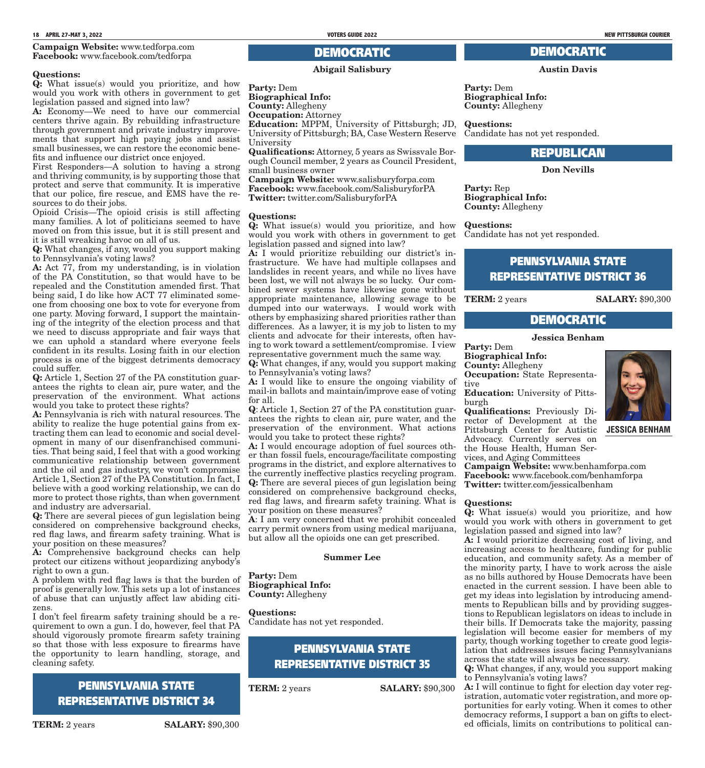**Campaign Website:** www.tedforpa.com
**Facebook:** www.facebook.com/tedforpa

**Questions:**

**Q:** What issue(s) would you prioritize, and how would you work with others in government to get legislation passed and signed into law?

**A:** Economy—We need to have our commercial centers thrive again. By rebuilding infrastructure through government and private industry improvements that support high paying jobs and assist small businesses, we can restore the economic benefits and influence our district once enjoyed.

First Responders—A solution to having a strong and thriving community, is by supporting those that protect and serve that community. It is imperative that our police, fire rescue, and EMS have the resources to do their jobs.

Opioid Crisis—The opioid crisis is still affecting many families. A lot of politicians seemed to have moved on from this issue, but it is still present and it is still wreaking havoc on all of us.

**Q:** What changes, if any, would you support making to Pennsylvania's voting laws?

**A:** Act 77, from my understanding, is in violation of the PA Constitution, so that would have to be repealed and the Constitution amended first. That being said, I do like how ACT 77 eliminated someone from choosing one box to vote for everyone from one party. Moving forward, I support the maintaining of the integrity of the election process and that we need to discuss appropriate and fair ways that we can uphold a standard where everyone feels confident in its results. Losing faith in our election process is one of the biggest detriments democracy could suffer.

**Q:** Article 1, Section 27 of the PA constitution guarantees the rights to clean air, pure water, and the preservation of the environment. What actions would you take to protect these rights?

**A:** Pennsylvania is rich with natural resources. The ability to realize the huge potential gains from extracting them can lead to economic and social development in many of our disenfranchised communities. That being said, I feel that with a good working communicative relationship between government and the oil and gas industry, we won't compromise Article 1, Section 27 of the PA Constitution. In fact, I believe with a good working relationship, we can do more to protect those rights, than when government and industry are adversarial.

**Q:** There are several pieces of gun legislation being considered on comprehensive background checks, red flag laws, and firearm safety training. What is your position on these measures?

**A:** Comprehensive background checks can help protect our citizens without jeopardizing anybody's right to own a gun.

A problem with red flag laws is that the burden of proof is generally low. This sets up a lot of instances of abuse that can unjustly affect law abiding citizens.

I don't feel firearm safety training should be a requirement to own a gun. I do, however, feel that PA should vigorously promote firearm safety training so that those with less exposure to firearms have the opportunity to learn handling, storage, and cleaning safety.

## PENNSYLVANIA STATE REPRESENTATIVE DISTRICT 34

**TERM:** 2 years **SALARY:** $90,300

### DEMOCRATIC

**Abigail Salisbury**

**Party:** Dem
**Biographical Info:**
**County:** Allegheny
**Occupation:** Attorney
**Education:** MPPM, University of Pittsburgh; JD, University of Pittsburgh; BA, Case Western Reserve University
**Qualifications:** Attorney, 5 years as Swissvale Borough Council member, 2 years as Council President, small business owner
**Campaign Website:** www.salisburyforpa.com
**Facebook:** www.facebook.com/SalisburyforPA
**Twitter:** twitter.com/SalisburyforPA

**Questions:**

**Q:** What issue(s) would you prioritize, and how would you work with others in government to get legislation passed and signed into law?

**A:** I would prioritize rebuilding our district's infrastructure. We have had multiple collapses and landslides in recent years, and while no lives have been lost, we will not always be so lucky. Our combined sewer systems have likewise gone without appropriate maintenance, allowing sewage to be dumped into our waterways. I would work with others by emphasizing shared priorities rather than differences. As a lawyer, it is my job to listen to my clients and advocate for their interests, often having to work toward a settlement/compromise. I view representative government much the same way.

**Q:** What changes, if any, would you support making to Pennsylvania's voting laws?

**A:** I would like to ensure the ongoing viability of mail-in ballots and maintain/improve ease of voting for all.

**Q**: Article 1, Section 27 of the PA constitution guarantees the rights to clean air, pure water, and the preservation of the environment. What actions would you take to protect these rights?

**A:** I would encourage adoption of fuel sources other than fossil fuels, encourage/facilitate composting programs in the district, and explore alternatives to the currently ineffective plastics recycling program.

**Q:** There are several pieces of gun legislation being considered on comprehensive background checks, red flag laws, and firearm safety training. What is your position on these measures?

**A**: I am very concerned that we prohibit concealed carry permit owners from using medical marijuana, but allow all the opioids one can get prescribed.

**Summer Lee**

**Party:** Dem
**Biographical Info:**
**County:** Allegheny

**Questions:**
Candidate has not yet responded.

## PENNSYLVANIA STATE REPRESENTATIVE DISTRICT 35

**TERM:** 2 years **SALARY:** $90,300

### DEMOCRATIC

**Austin Davis**

**Party:** Dem
**Biographical Info:**
**County:** Allegheny

**Questions:**
Candidate has not yet responded.

### REPUBLICAN

**Don Nevills**

**Party:** Rep
**Biographical Info:**
**County:** Allegheny

**Questions:**
Candidate has not yet responded.

## PENNSYLVANIA STATE REPRESENTATIVE DISTRICT 36

**TERM:** 2 years **SALARY:** $90,300

### DEMOCRATIC

**Jessica Benham**

**Party:** Dem
**Biographical Info:**
**County:** Allegheny
**Occupation:** State Representative
**Education:** University of Pittsburgh
**Qualifications:** Previously Director of Development at the Pittsburgh Center for Autistic Advocacy. Currently serves on the House Health, Human Services, and Aging Committees
**Campaign Website:** www.benhamforpa.com
**Facebook:** www.facebook.com/benhamforpa
**Twitter:** twitter.com/jessicalbenham

JESSICA BENHAM

**Questions:**

**Q:** What issue(s) would you prioritize, and how would you work with others in government to get legislation passed and signed into law?

**A:** I would prioritize decreasing cost of living, and increasing access to healthcare, funding for public education, and community safety. As a member of the minority party, I have to work across the aisle as no bills authored by House Democrats have been enacted in the current session. I have been able to get my ideas into legislation by introducing amendments to Republican bills and by providing suggestions to Republican legislators on ideas to include in their bills. If Democrats take the majority, passing legislation will become easier for members of my party, though working together to create good legislation that addresses issues facing Pennsylvanians across the state will always be necessary.

**Q:** What changes, if any, would you support making to Pennsylvania's voting laws?

**A:** I will continue to fight for election day voter registration, automatic voter registration, and more opportunities for early voting. When it comes to other democracy reforms, I support a ban on gifts to elected officials, limits on contributions to political can-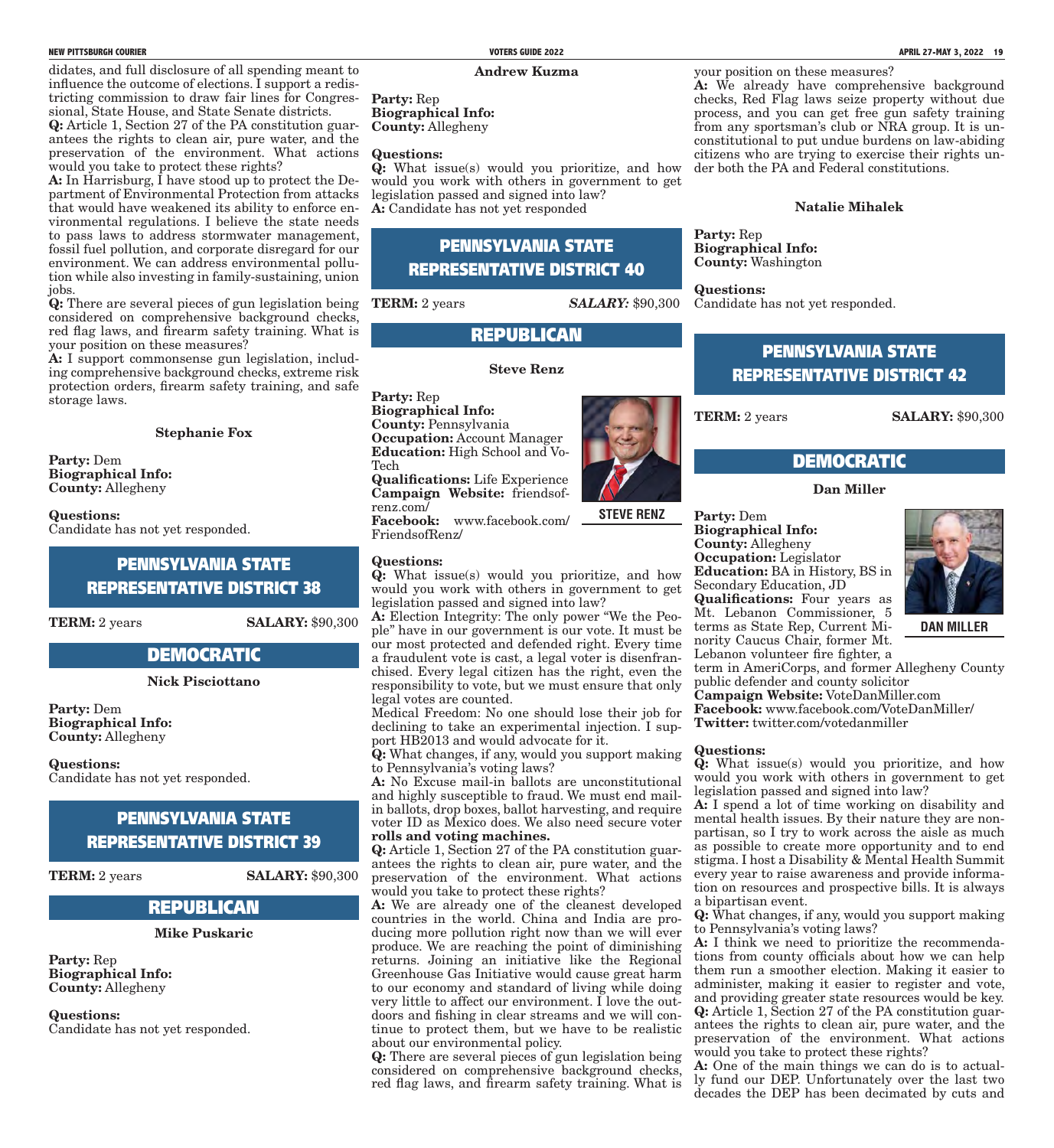didates, and full disclosure of all spending meant to influence the outcome of elections. I support a redistricting commission to draw fair lines for Congressional, State House, and State Senate districts.

**Q:** Article 1, Section 27 of the PA constitution guarantees the rights to clean air, pure water, and the preservation of the environment. What actions would you take to protect these rights?

**A:** In Harrisburg, I have stood up to protect the Department of Environmental Protection from attacks that would have weakened its ability to enforce environmental regulations. I believe the state needs to pass laws to address stormwater management, fossil fuel pollution, and corporate disregard for our environment. We can address environmental pollution while also investing in family-sustaining, union jobs.

**Q:** There are several pieces of gun legislation being considered on comprehensive background checks, red flag laws, and firearm safety training. What is your position on these measures?

**A:** I support commonsense gun legislation, including comprehensive background checks, extreme risk protection orders, firearm safety training, and safe storage laws.

**Stephanie Fox**

**Party:** Dem
**Biographical Info:**
**County:** Allegheny

**Questions:**
Candidate has not yet responded.

## PENNSYLVANIA STATE REPRESENTATIVE DISTRICT 38

**TERM:** 2 years **SALARY:** $90,300

### DEMOCRATIC

**Nick Pisciottano**

**Party:** Dem
**Biographical Info:**
**County:** Allegheny

**Questions:**
Candidate has not yet responded.

## PENNSYLVANIA STATE REPRESENTATIVE DISTRICT 39

**TERM:** 2 years **SALARY:** $90,300

### REPUBLICAN

**Mike Puskaric**

**Party:** Rep
**Biographical Info:**
**County:** Allegheny

**Questions:**
Candidate has not yet responded.

**Andrew Kuzma**

**Party:** Rep
**Biographical Info:**
**County:** Allegheny

**Questions:**
**Q:** What issue(s) would you prioritize, and how would you work with others in government to get legislation passed and signed into law?
**A:** Candidate has not yet responded

## PENNSYLVANIA STATE REPRESENTATIVE DISTRICT 40

**TERM:** 2 years ***SALARY:*** $90,300

### REPUBLICAN

**Steve Renz**

**Party:** Rep
**Biographical Info:**
**County:** Pennsylvania
**Occupation:** Account Manager
**Education:** High School and Vo-Tech
**Qualifications:** Life Experience
**Campaign Website:** friendsofrenz.com/
**Facebook:** www.facebook.com/FriendsofRenz/

STEVE RENZ

**Questions:**

**Q:** What issue(s) would you prioritize, and how would you work with others in government to get legislation passed and signed into law?

**A:** Election Integrity: The only power "We the People" have in our government is our vote. It must be our most protected and defended right. Every time a fraudulent vote is cast, a legal voter is disenfranchised. Every legal citizen has the right, even the responsibility to vote, but we must ensure that only legal votes are counted.

Medical Freedom: No one should lose their job for declining to take an experimental injection. I support HB2013 and would advocate for it.

**Q:** What changes, if any, would you support making to Pennsylvania's voting laws?

**A:** No Excuse mail-in ballots are unconstitutional and highly susceptible to fraud. We must end mail-in ballots, drop boxes, ballot harvesting, and require voter ID as Mexico does. We also need secure voter **rolls and voting machines.**

**Q:** Article 1, Section 27 of the PA constitution guarantees the rights to clean air, pure water, and the preservation of the environment. What actions would you take to protect these rights?

**A:** We are already one of the cleanest developed countries in the world. China and India are producing more pollution right now than we will ever produce. We are reaching the point of diminishing returns. Joining an initiative like the Regional Greenhouse Gas Initiative would cause great harm to our economy and standard of living while doing very little to affect our environment. I love the outdoors and fishing in clear streams and we will continue to protect them, but we have to be realistic about our environmental policy.

**Q:** There are several pieces of gun legislation being considered on comprehensive background checks, red flag laws, and firearm safety training. What is your position on these measures?

**A:** We already have comprehensive background checks, Red Flag laws seize property without due process, and you can get free gun safety training from any sportsman's club or NRA group. It is unconstitutional to put undue burdens on law-abiding citizens who are trying to exercise their rights under both the PA and Federal constitutions.

**Natalie Mihalek**

**Party:** Rep
**Biographical Info:**
**County:** Washington

**Questions:**
Candidate has not yet responded.

## PENNSYLVANIA STATE REPRESENTATIVE DISTRICT 42

**TERM:** 2 years **SALARY:** $90,300

### DEMOCRATIC

**Dan Miller**

**Party:** Dem
**Biographical Info:**
**County:** Allegheny
**Occupation:** Legislator
**Education:** BA in History, BS in Secondary Education, JD
**Qualifications:** Four years as Mt. Lebanon Commissioner, 5 terms as State Rep, Current Minority Caucus Chair, former Mt. Lebanon volunteer fire fighter, a term in AmeriCorps, and former Allegheny County public defender and county solicitor
**Campaign Website:** VoteDanMiller.com
**Facebook:** www.facebook.com/VoteDanMiller/
**Twitter:** twitter.com/votedanmiller

DAN MILLER

**Questions:**

**Q:** What issue(s) would you prioritize, and how would you work with others in government to get legislation passed and signed into law?

**A:** I spend a lot of time working on disability and mental health issues. By their nature they are nonpartisan, so I try to work across the aisle as much as possible to create more opportunity and to end stigma. I host a Disability & Mental Health Summit every year to raise awareness and provide information on resources and prospective bills. It is always a bipartisan event.

**Q:** What changes, if any, would you support making to Pennsylvania's voting laws?

**A:** I think we need to prioritize the recommendations from county officials about how we can help them run a smoother election. Making it easier to administer, making it easier to register and vote, and providing greater state resources would be key.

**Q:** Article 1, Section 27 of the PA constitution guarantees the rights to clean air, pure water, and the preservation of the environment. What actions would you take to protect these rights?

**A:** One of the main things we can do is to actually fund our DEP. Unfortunately over the last two decades the DEP has been decimated by cuts and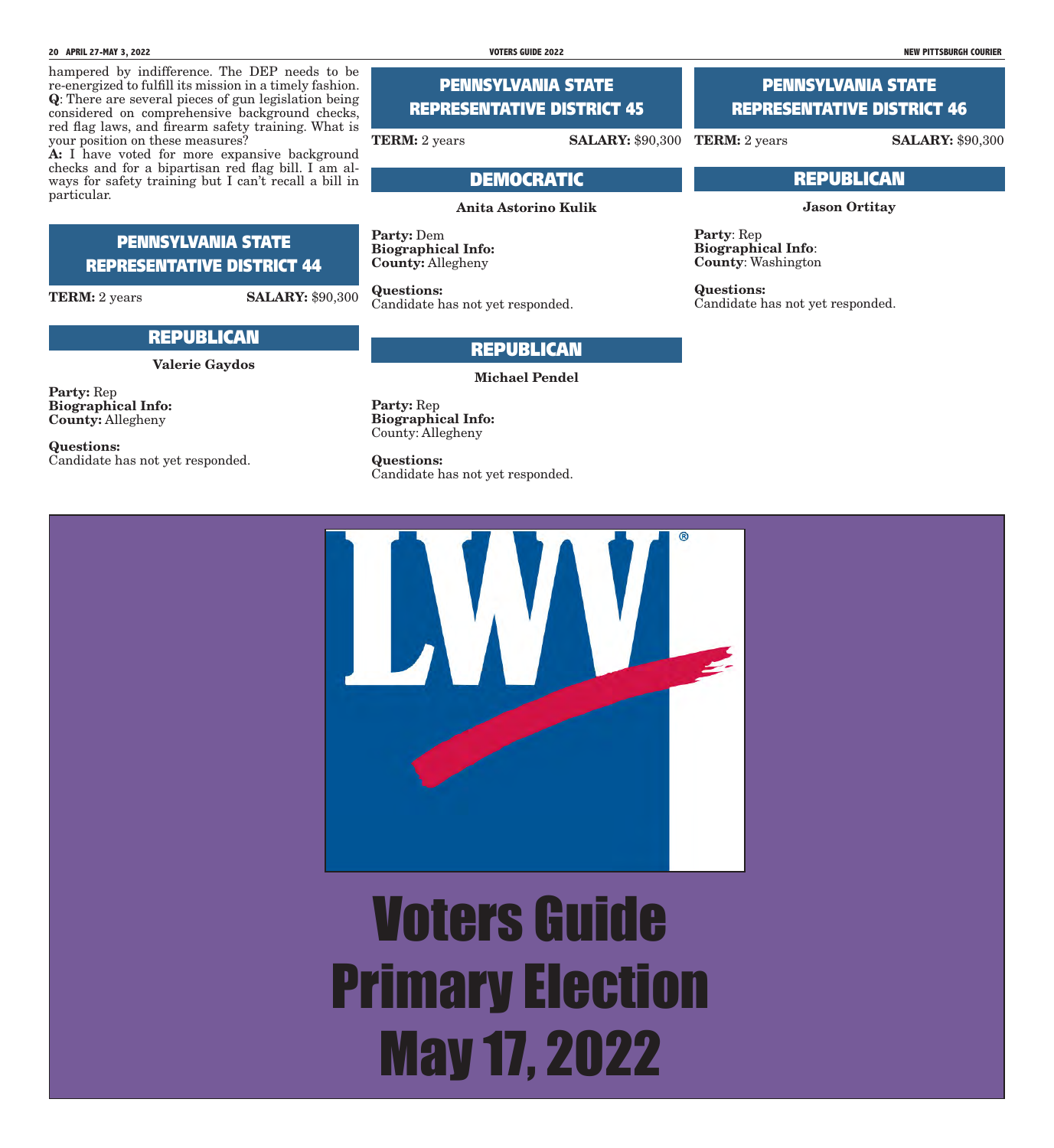hampered by indifference. The DEP needs to be re-energized to fulfill its mission in a timely fashion.

**Q**: There are several pieces of gun legislation being considered on comprehensive background checks, red flag laws, and firearm safety training. What is your position on these measures?

**A:** I have voted for more expansive background checks and for a bipartisan red flag bill. I am always for safety training but I can't recall a bill in particular.

## PENNSYLVANIA STATE REPRESENTATIVE DISTRICT 44

**TERM:** 2 years **SALARY:** $90,300

### REPUBLICAN

**Valerie Gaydos**

**Party:** Rep
**Biographical Info:**
**County:** Allegheny

**Questions:**
Candidate has not yet responded.

## PENNSYLVANIA STATE REPRESENTATIVE DISTRICT 45

**TERM:** 2 years **SALARY:** $90,300

### DEMOCRATIC

**Anita Astorino Kulik**

**Party:** Dem
**Biographical Info:**
**County:** Allegheny

**Questions:**
Candidate has not yet responded.

### REPUBLICAN

**Michael Pendel**

**Party:** Rep
**Biographical Info:**
County: Allegheny

**Questions:**
Candidate has not yet responded.

## PENNSYLVANIA STATE REPRESENTATIVE DISTRICT 46

**TERM:** 2 years **SALARY:** $90,300

### REPUBLICAN

**Jason Ortitay**

**Party**: Rep
**Biographical Info**:
**County**: Washington

**Questions:**
Candidate has not yet responded.

LWV®

# Voters Guide Primary Election May 17, 2022